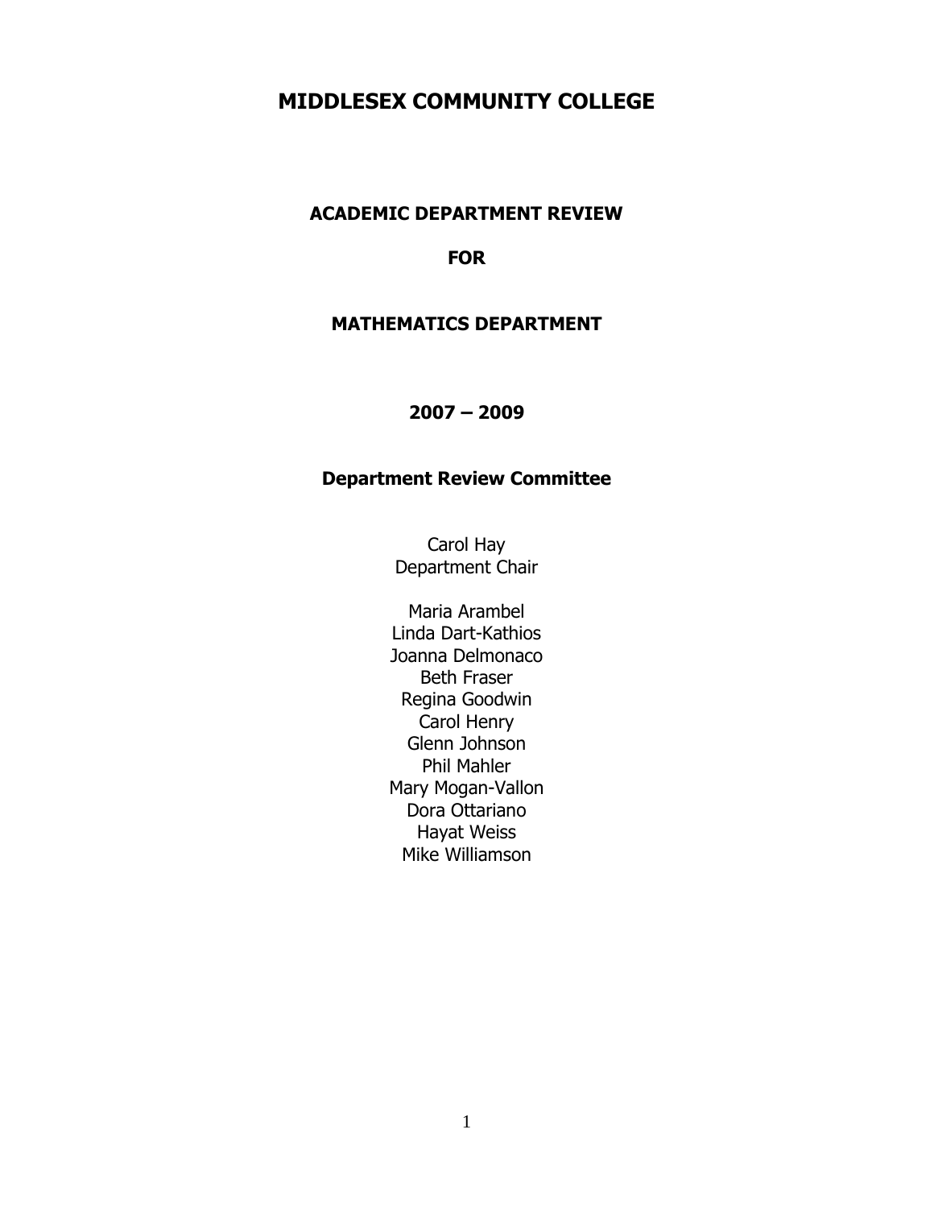# MIDDLESEX COMMUNITY COLLEGE

## ACADEMIC DEPARTMENT REVIEW

## FOR

## MATHEMATICS DEPARTMENT

## 2007 – 2009

### Department Review Committee

Carol Hay
Department Chair

Maria Arambel
Linda Dart-Kathios
Joanna Delmonaco
Beth Fraser
Regina Goodwin
Carol Henry
Glenn Johnson
Phil Mahler
Mary Mogan-Vallon
Dora Ottariano
Hayat Weiss
Mike Williamson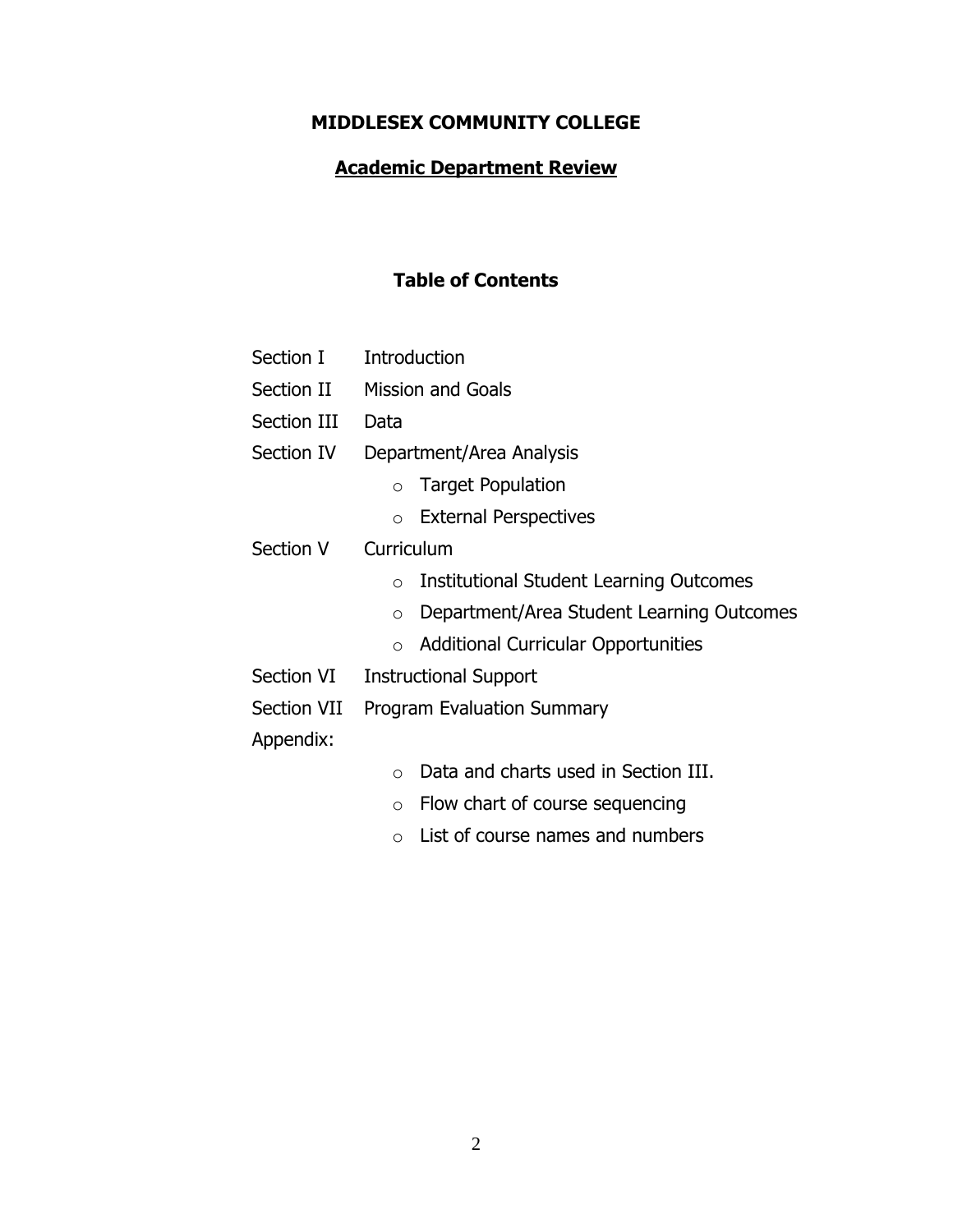# MIDDLESEX COMMUNITY COLLEGE

## Academic Department Review

### Table of Contents

Section I Introduction

Section II Mission and Goals

Section III Data

Section IV Department/Area Analysis

- Target Population
- External Perspectives

Section V Curriculum

- Institutional Student Learning Outcomes
- Department/Area Student Learning Outcomes
- Additional Curricular Opportunities

Section VI Instructional Support

Section VII Program Evaluation Summary

Appendix:

- Data and charts used in Section III.
- Flow chart of course sequencing
- List of course names and numbers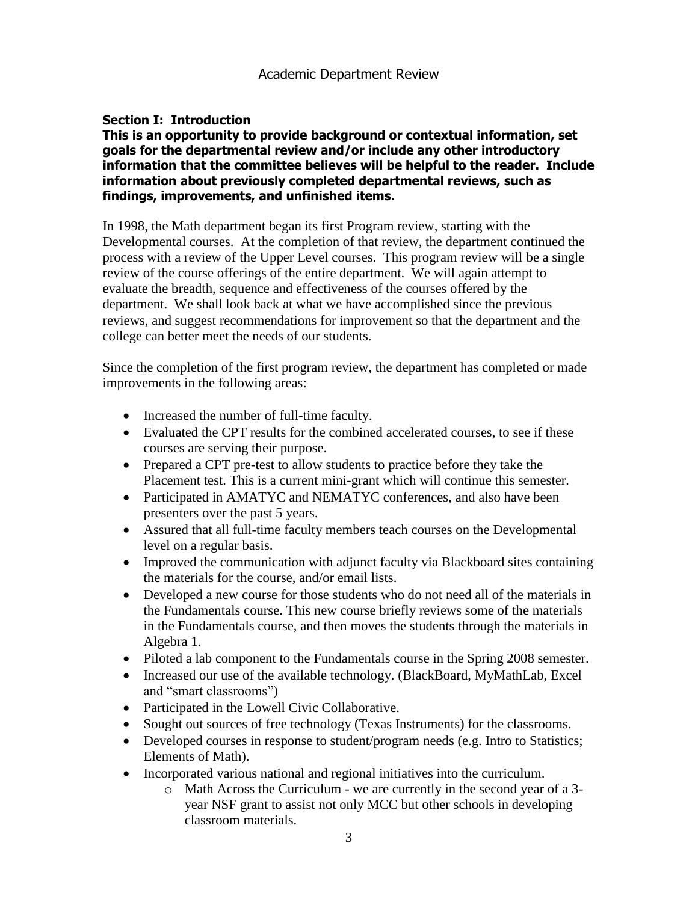Academic Department Review

**Section I: Introduction**

**This is an opportunity to provide background or contextual information, set goals for the departmental review and/or include any other introductory information that the committee believes will be helpful to the reader. Include information about previously completed departmental reviews, such as findings, improvements, and unfinished items.**

In 1998, the Math department began its first Program review, starting with the Developmental courses. At the completion of that review, the department continued the process with a review of the Upper Level courses. This program review will be a single review of the course offerings of the entire department. We will again attempt to evaluate the breadth, sequence and effectiveness of the courses offered by the department. We shall look back at what we have accomplished since the previous reviews, and suggest recommendations for improvement so that the department and the college can better meet the needs of our students.

Since the completion of the first program review, the department has completed or made improvements in the following areas:

- Increased the number of full-time faculty.
- Evaluated the CPT results for the combined accelerated courses, to see if these courses are serving their purpose.
- Prepared a CPT pre-test to allow students to practice before they take the Placement test. This is a current mini-grant which will continue this semester.
- Participated in AMATYC and NEMATYC conferences, and also have been presenters over the past 5 years.
- Assured that all full-time faculty members teach courses on the Developmental level on a regular basis.
- Improved the communication with adjunct faculty via Blackboard sites containing the materials for the course, and/or email lists.
- Developed a new course for those students who do not need all of the materials in the Fundamentals course. This new course briefly reviews some of the materials in the Fundamentals course, and then moves the students through the materials in Algebra 1.
- Piloted a lab component to the Fundamentals course in the Spring 2008 semester.
- Increased our use of the available technology. (BlackBoard, MyMathLab, Excel and "smart classrooms")
- Participated in the Lowell Civic Collaborative.
- Sought out sources of free technology (Texas Instruments) for the classrooms.
- Developed courses in response to student/program needs (e.g. Intro to Statistics; Elements of Math).
- Incorporated various national and regional initiatives into the curriculum.
    - Math Across the Curriculum - we are currently in the second year of a 3-year NSF grant to assist not only MCC but other schools in developing classroom materials.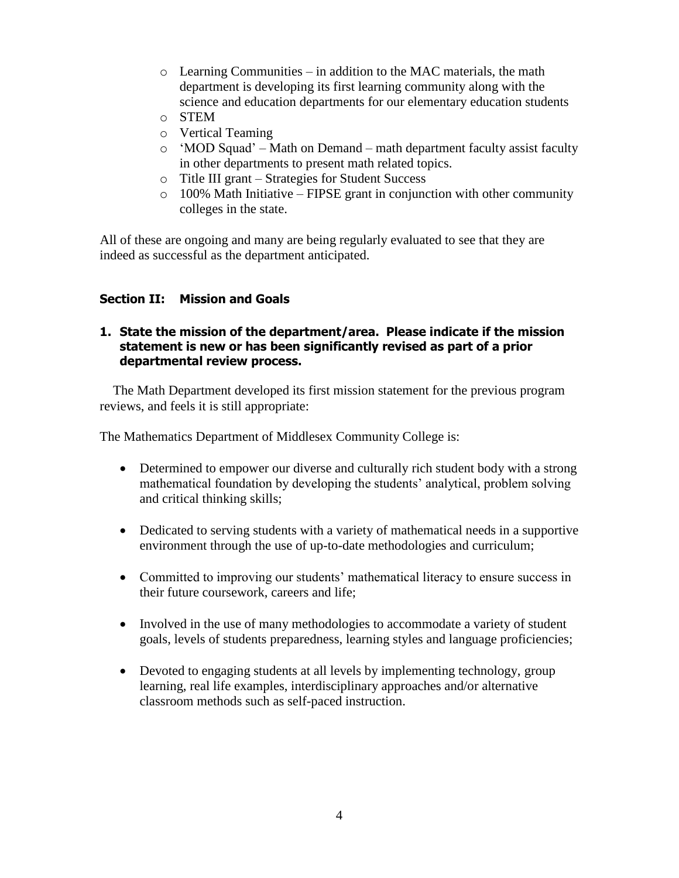- Learning Communities – in addition to the MAC materials, the math department is developing its first learning community along with the science and education departments for our elementary education students
- STEM
- Vertical Teaming
- 'MOD Squad' – Math on Demand – math department faculty assist faculty in other departments to present math related topics.
- Title III grant – Strategies for Student Success
- 100% Math Initiative – FIPSE grant in conjunction with other community colleges in the state.

All of these are ongoing and many are being regularly evaluated to see that they are indeed as successful as the department anticipated.

## Section II: Mission and Goals

### 1. State the mission of the department/area. Please indicate if the mission statement is new or has been significantly revised as part of a prior departmental review process.

The Math Department developed its first mission statement for the previous program reviews, and feels it is still appropriate:

The Mathematics Department of Middlesex Community College is:

- Determined to empower our diverse and culturally rich student body with a strong mathematical foundation by developing the students' analytical, problem solving and critical thinking skills;

- Dedicated to serving students with a variety of mathematical needs in a supportive environment through the use of up-to-date methodologies and curriculum;

- Committed to improving our students' mathematical literacy to ensure success in their future coursework, careers and life;

- Involved in the use of many methodologies to accommodate a variety of student goals, levels of students preparedness, learning styles and language proficiencies;

- Devoted to engaging students at all levels by implementing technology, group learning, real life examples, interdisciplinary approaches and/or alternative classroom methods such as self-paced instruction.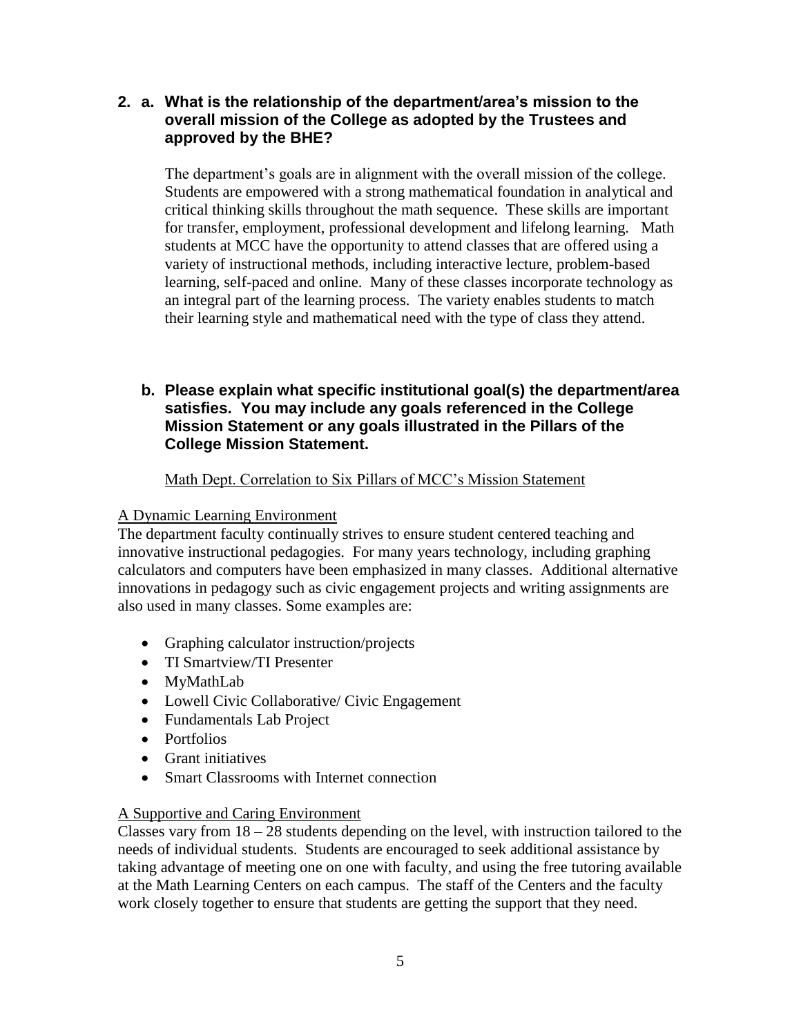**2. a. What is the relationship of the department/area's mission to the overall mission of the College as adopted by the Trustees and approved by the BHE?**

The department's goals are in alignment with the overall mission of the college. Students are empowered with a strong mathematical foundation in analytical and critical thinking skills throughout the math sequence. These skills are important for transfer, employment, professional development and lifelong learning. Math students at MCC have the opportunity to attend classes that are offered using a variety of instructional methods, including interactive lecture, problem-based learning, self-paced and online. Many of these classes incorporate technology as an integral part of the learning process. The variety enables students to match their learning style and mathematical need with the type of class they attend.

**b. Please explain what specific institutional goal(s) the department/area satisfies. You may include any goals referenced in the College Mission Statement or any goals illustrated in the Pillars of the College Mission Statement.**

<u>Math Dept. Correlation to Six Pillars of MCC's Mission Statement</u>

<u>A Dynamic Learning Environment</u>

The department faculty continually strives to ensure student centered teaching and innovative instructional pedagogies. For many years technology, including graphing calculators and computers have been emphasized in many classes. Additional alternative innovations in pedagogy such as civic engagement projects and writing assignments are also used in many classes. Some examples are:

- Graphing calculator instruction/projects
- TI Smartview/TI Presenter
- MyMathLab
- Lowell Civic Collaborative/ Civic Engagement
- Fundamentals Lab Project
- Portfolios
- Grant initiatives
- Smart Classrooms with Internet connection

<u>A Supportive and Caring Environment</u>

Classes vary from 18 – 28 students depending on the level, with instruction tailored to the needs of individual students. Students are encouraged to seek additional assistance by taking advantage of meeting one on one with faculty, and using the free tutoring available at the Math Learning Centers on each campus. The staff of the Centers and the faculty work closely together to ensure that students are getting the support that they need.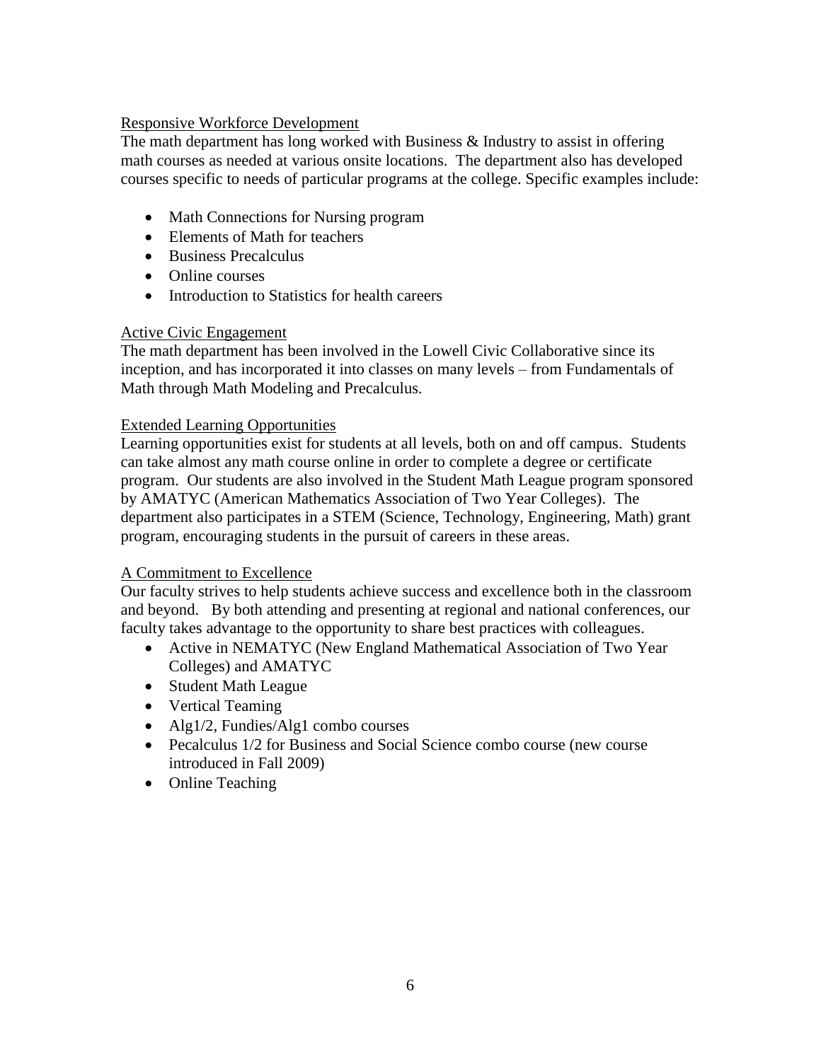<u>Responsive Workforce Development</u>

The math department has long worked with Business & Industry to assist in offering math courses as needed at various onsite locations. The department also has developed courses specific to needs of particular programs at the college. Specific examples include:

- Math Connections for Nursing program
- Elements of Math for teachers
- Business Precalculus
- Online courses
- Introduction to Statistics for health careers

<u>Active Civic Engagement</u>

The math department has been involved in the Lowell Civic Collaborative since its inception, and has incorporated it into classes on many levels – from Fundamentals of Math through Math Modeling and Precalculus.

<u>Extended Learning Opportunities</u>

Learning opportunities exist for students at all levels, both on and off campus. Students can take almost any math course online in order to complete a degree or certificate program. Our students are also involved in the Student Math League program sponsored by AMATYC (American Mathematics Association of Two Year Colleges). The department also participates in a STEM (Science, Technology, Engineering, Math) grant program, encouraging students in the pursuit of careers in these areas.

<u>A Commitment to Excellence</u>

Our faculty strives to help students achieve success and excellence both in the classroom and beyond. By both attending and presenting at regional and national conferences, our faculty takes advantage to the opportunity to share best practices with colleagues.

- Active in NEMATYC (New England Mathematical Association of Two Year Colleges) and AMATYC
- Student Math League
- Vertical Teaming
- Alg1/2, Fundies/Alg1 combo courses
- Pecalculus 1/2 for Business and Social Science combo course (new course introduced in Fall 2009)
- Online Teaching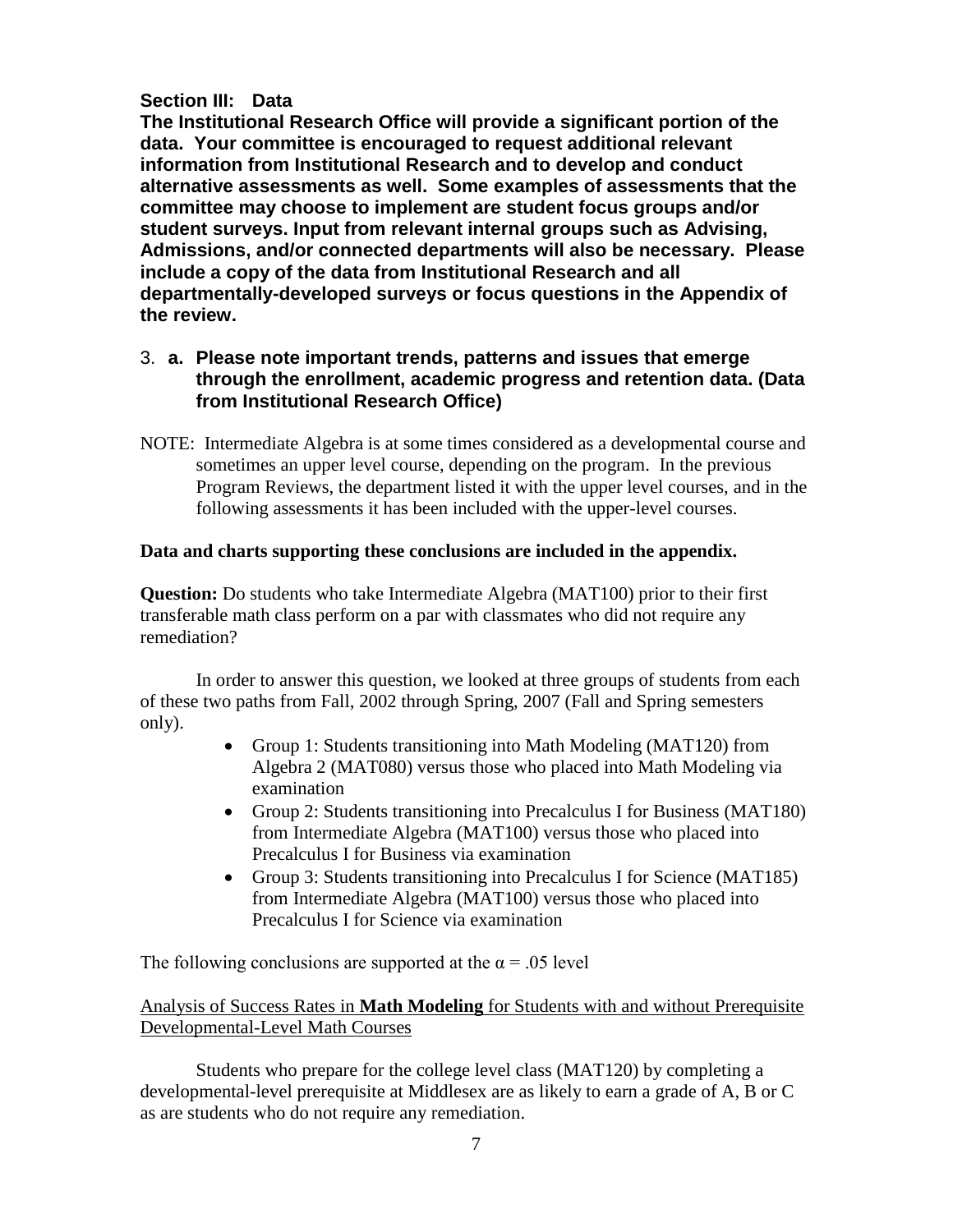**Section III: Data**

**The Institutional Research Office will provide a significant portion of the data. Your committee is encouraged to request additional relevant information from Institutional Research and to develop and conduct alternative assessments as well. Some examples of assessments that the committee may choose to implement are student focus groups and/or student surveys. Input from relevant internal groups such as Advising, Admissions, and/or connected departments will also be necessary. Please include a copy of the data from Institutional Research and all departmentally-developed surveys or focus questions in the Appendix of the review.**

3. **a. Please note important trends, patterns and issues that emerge through the enrollment, academic progress and retention data. (Data from Institutional Research Office)**

NOTE: Intermediate Algebra is at some times considered as a developmental course and sometimes an upper level course, depending on the program. In the previous Program Reviews, the department listed it with the upper level courses, and in the following assessments it has been included with the upper-level courses.

**Data and charts supporting these conclusions are included in the appendix.**

**Question:** Do students who take Intermediate Algebra (MAT100) prior to their first transferable math class perform on a par with classmates who did not require any remediation?

In order to answer this question, we looked at three groups of students from each of these two paths from Fall, 2002 through Spring, 2007 (Fall and Spring semesters only).

- Group 1: Students transitioning into Math Modeling (MAT120) from Algebra 2 (MAT080) versus those who placed into Math Modeling via examination
- Group 2: Students transitioning into Precalculus I for Business (MAT180) from Intermediate Algebra (MAT100) versus those who placed into Precalculus I for Business via examination
- Group 3: Students transitioning into Precalculus I for Science (MAT185) from Intermediate Algebra (MAT100) versus those who placed into Precalculus I for Science via examination

The following conclusions are supported at the $\alpha = .05$ level

Analysis of Success Rates in **Math Modeling** for Students with and without Prerequisite Developmental-Level Math Courses

Students who prepare for the college level class (MAT120) by completing a developmental-level prerequisite at Middlesex are as likely to earn a grade of A, B or C as are students who do not require any remediation.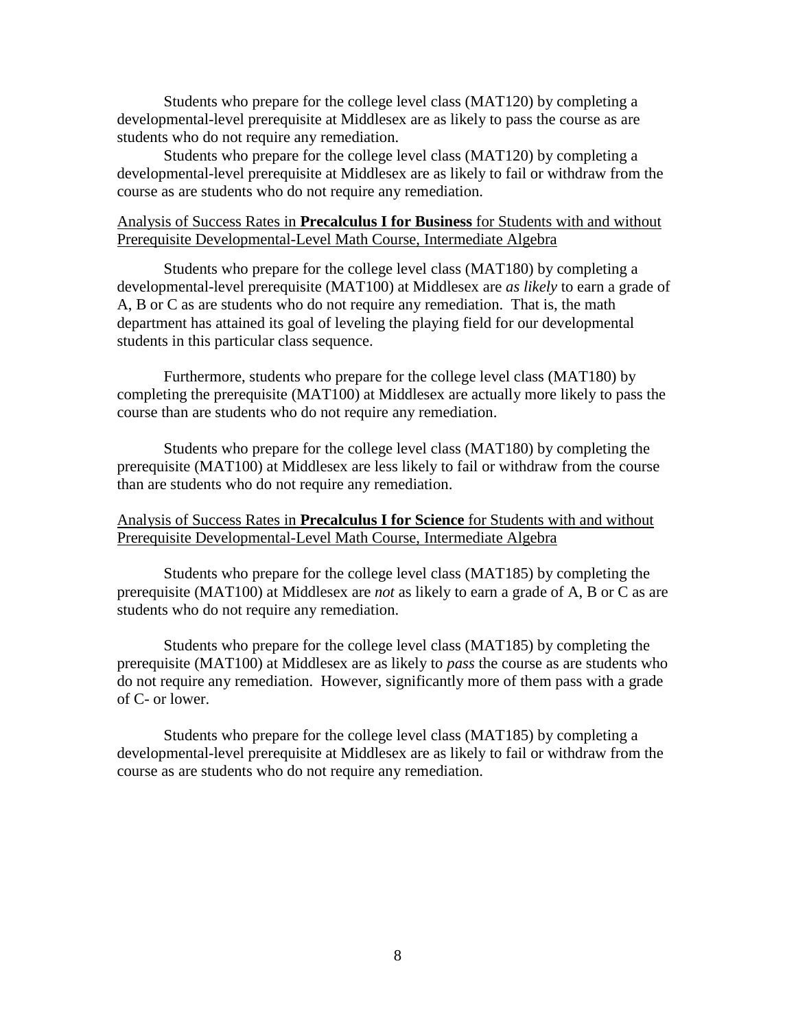Students who prepare for the college level class (MAT120) by completing a developmental-level prerequisite at Middlesex are as likely to pass the course as are students who do not require any remediation.

Students who prepare for the college level class (MAT120) by completing a developmental-level prerequisite at Middlesex are as likely to fail or withdraw from the course as are students who do not require any remediation.

Analysis of Success Rates in **Precalculus I for Business** for Students with and without Prerequisite Developmental-Level Math Course, Intermediate Algebra

Students who prepare for the college level class (MAT180) by completing a developmental-level prerequisite (MAT100) at Middlesex are *as likely* to earn a grade of A, B or C as are students who do not require any remediation. That is, the math department has attained its goal of leveling the playing field for our developmental students in this particular class sequence.

Furthermore, students who prepare for the college level class (MAT180) by completing the prerequisite (MAT100) at Middlesex are actually more likely to pass the course than are students who do not require any remediation.

Students who prepare for the college level class (MAT180) by completing the prerequisite (MAT100) at Middlesex are less likely to fail or withdraw from the course than are students who do not require any remediation.

Analysis of Success Rates in **Precalculus I for Science** for Students with and without Prerequisite Developmental-Level Math Course, Intermediate Algebra

Students who prepare for the college level class (MAT185) by completing the prerequisite (MAT100) at Middlesex are *not* as likely to earn a grade of A, B or C as are students who do not require any remediation.

Students who prepare for the college level class (MAT185) by completing the prerequisite (MAT100) at Middlesex are as likely to *pass* the course as are students who do not require any remediation. However, significantly more of them pass with a grade of C- or lower.

Students who prepare for the college level class (MAT185) by completing a developmental-level prerequisite at Middlesex are as likely to fail or withdraw from the course as are students who do not require any remediation.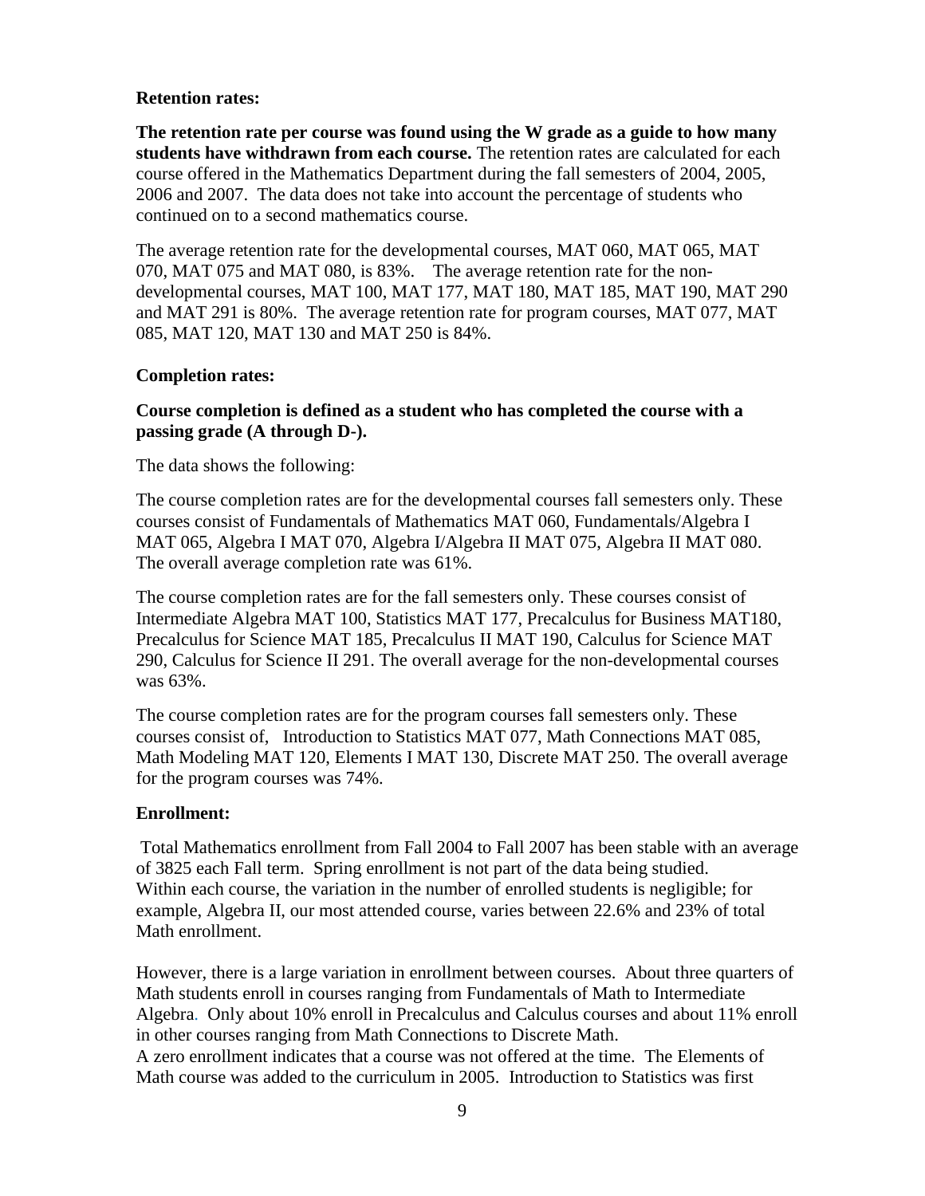**Retention rates:**

**The retention rate per course was found using the W grade as a guide to how many students have withdrawn from each course.** The retention rates are calculated for each course offered in the Mathematics Department during the fall semesters of 2004, 2005, 2006 and 2007. The data does not take into account the percentage of students who continued on to a second mathematics course.

The average retention rate for the developmental courses, MAT 060, MAT 065, MAT 070, MAT 075 and MAT 080, is 83%. The average retention rate for the non-developmental courses, MAT 100, MAT 177, MAT 180, MAT 185, MAT 190, MAT 290 and MAT 291 is 80%. The average retention rate for program courses, MAT 077, MAT 085, MAT 120, MAT 130 and MAT 250 is 84%.

**Completion rates:**

**Course completion is defined as a student who has completed the course with a passing grade (A through D-).**

The data shows the following:

The course completion rates are for the developmental courses fall semesters only. These courses consist of Fundamentals of Mathematics MAT 060, Fundamentals/Algebra I MAT 065, Algebra I MAT 070, Algebra I/Algebra II MAT 075, Algebra II MAT 080. The overall average completion rate was 61%.

The course completion rates are for the fall semesters only. These courses consist of Intermediate Algebra MAT 100, Statistics MAT 177, Precalculus for Business MAT180, Precalculus for Science MAT 185, Precalculus II MAT 190, Calculus for Science MAT 290, Calculus for Science II 291. The overall average for the non-developmental courses was 63%.

The course completion rates are for the program courses fall semesters only. These courses consist of, Introduction to Statistics MAT 077, Math Connections MAT 085, Math Modeling MAT 120, Elements I MAT 130, Discrete MAT 250. The overall average for the program courses was 74%.

**Enrollment:**

Total Mathematics enrollment from Fall 2004 to Fall 2007 has been stable with an average of 3825 each Fall term. Spring enrollment is not part of the data being studied. Within each course, the variation in the number of enrolled students is negligible; for example, Algebra II, our most attended course, varies between 22.6% and 23% of total Math enrollment.

However, there is a large variation in enrollment between courses. About three quarters of Math students enroll in courses ranging from Fundamentals of Math to Intermediate Algebra. Only about 10% enroll in Precalculus and Calculus courses and about 11% enroll in other courses ranging from Math Connections to Discrete Math.
A zero enrollment indicates that a course was not offered at the time. The Elements of Math course was added to the curriculum in 2005. Introduction to Statistics was first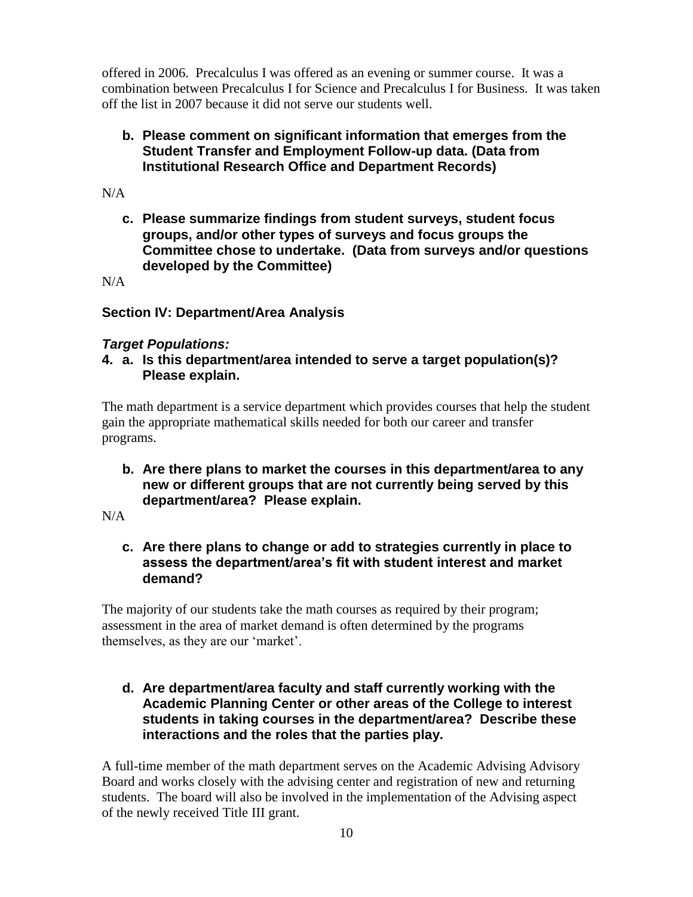offered in 2006. Precalculus I was offered as an evening or summer course. It was a combination between Precalculus I for Science and Precalculus I for Business. It was taken off the list in 2007 because it did not serve our students well.

**b. Please comment on significant information that emerges from the Student Transfer and Employment Follow-up data. (Data from Institutional Research Office and Department Records)**

N/A

**c. Please summarize findings from student surveys, student focus groups, and/or other types of surveys and focus groups the Committee chose to undertake. (Data from surveys and/or questions developed by the Committee)**

N/A

## Section IV: Department/Area Analysis

### *Target Populations:*

**4. a. Is this department/area intended to serve a target population(s)? Please explain.**

The math department is a service department which provides courses that help the student gain the appropriate mathematical skills needed for both our career and transfer programs.

**b. Are there plans to market the courses in this department/area to any new or different groups that are not currently being served by this department/area? Please explain.**

N/A

**c. Are there plans to change or add to strategies currently in place to assess the department/area's fit with student interest and market demand?**

The majority of our students take the math courses as required by their program; assessment in the area of market demand is often determined by the programs themselves, as they are our 'market'.

**d. Are department/area faculty and staff currently working with the Academic Planning Center or other areas of the College to interest students in taking courses in the department/area? Describe these interactions and the roles that the parties play.**

A full-time member of the math department serves on the Academic Advising Advisory Board and works closely with the advising center and registration of new and returning students. The board will also be involved in the implementation of the Advising aspect of the newly received Title III grant.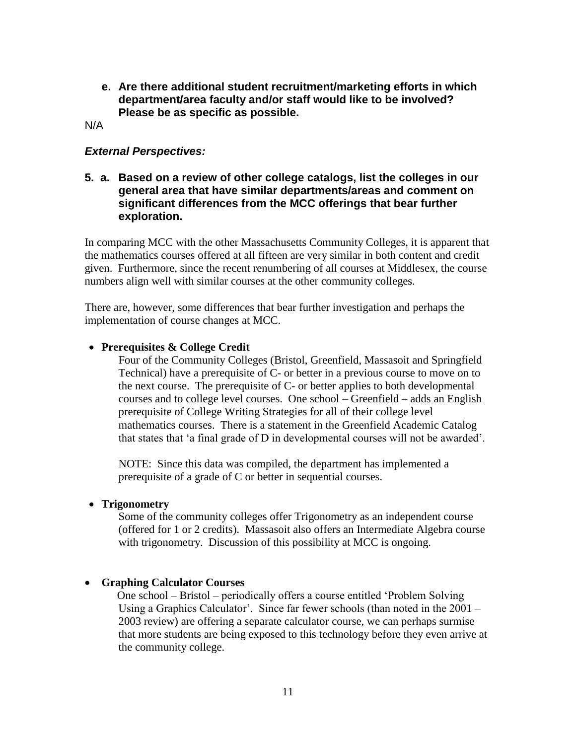**e. Are there additional student recruitment/marketing efforts in which department/area faculty and/or staff would like to be involved? Please be as specific as possible.**

N/A

***External Perspectives:***

**5. a. Based on a review of other college catalogs, list the colleges in our general area that have similar departments/areas and comment on significant differences from the MCC offerings that bear further exploration.**

In comparing MCC with the other Massachusetts Community Colleges, it is apparent that the mathematics courses offered at all fifteen are very similar in both content and credit given. Furthermore, since the recent renumbering of all courses at Middlesex, the course numbers align well with similar courses at the other community colleges.

There are, however, some differences that bear further investigation and perhaps the implementation of course changes at MCC.

- **Prerequisites & College Credit**

  Four of the Community Colleges (Bristol, Greenfield, Massasoit and Springfield Technical) have a prerequisite of C- or better in a previous course to move on to the next course. The prerequisite of C- or better applies to both developmental courses and to college level courses. One school – Greenfield – adds an English prerequisite of College Writing Strategies for all of their college level mathematics courses. There is a statement in the Greenfield Academic Catalog that states that 'a final grade of D in developmental courses will not be awarded'.

  NOTE: Since this data was compiled, the department has implemented a prerequisite of a grade of C or better in sequential courses.

- **Trigonometry**

  Some of the community colleges offer Trigonometry as an independent course (offered for 1 or 2 credits). Massasoit also offers an Intermediate Algebra course with trigonometry. Discussion of this possibility at MCC is ongoing.

- **Graphing Calculator Courses**

  One school – Bristol – periodically offers a course entitled 'Problem Solving Using a Graphics Calculator'. Since far fewer schools (than noted in the 2001 – 2003 review) are offering a separate calculator course, we can perhaps surmise that more students are being exposed to this technology before they even arrive at the community college.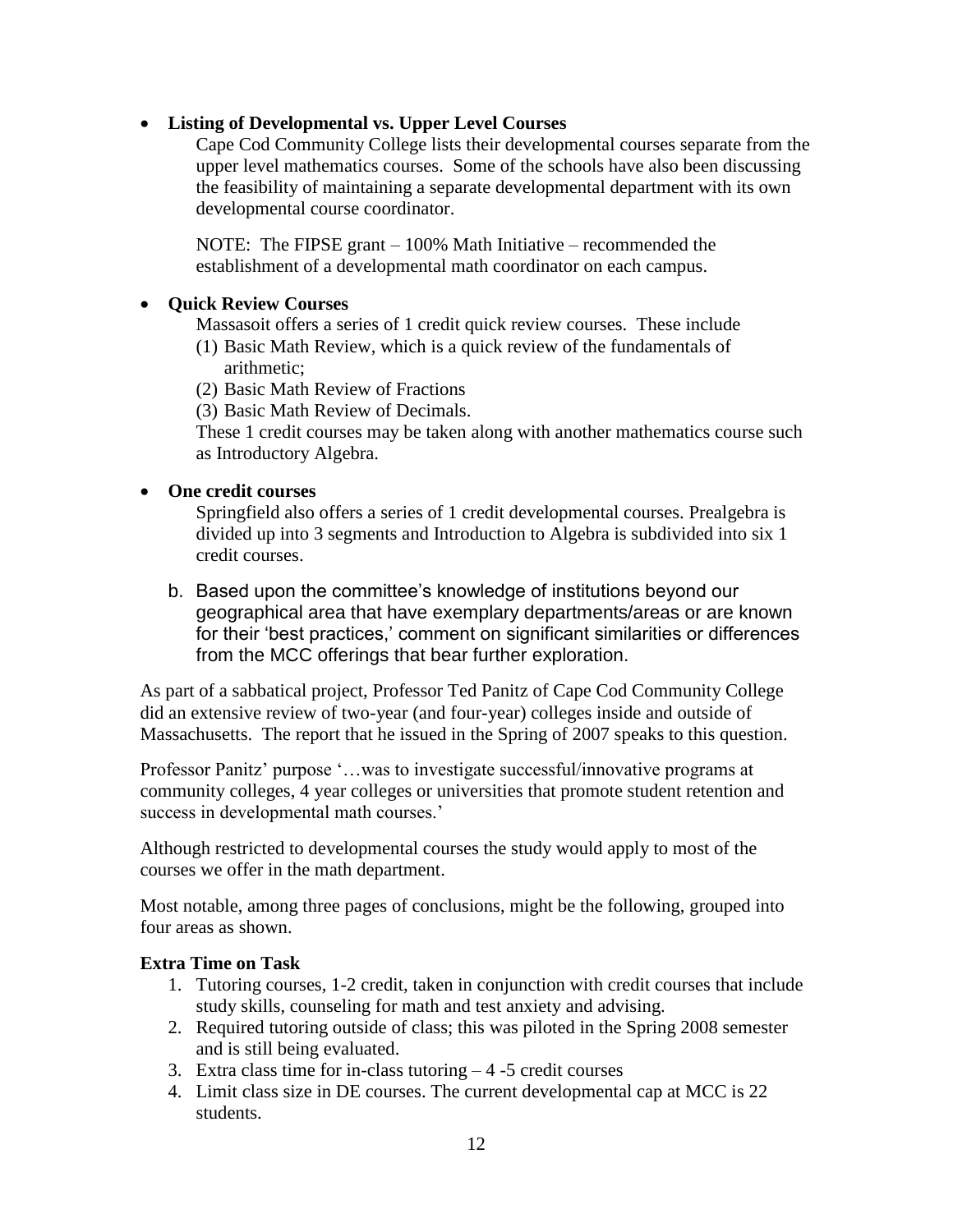- **Listing of Developmental vs. Upper Level Courses**

  Cape Cod Community College lists their developmental courses separate from the upper level mathematics courses. Some of the schools have also been discussing the feasibility of maintaining a separate developmental department with its own developmental course coordinator.

  NOTE: The FIPSE grant – 100% Math Initiative – recommended the establishment of a developmental math coordinator on each campus.

- **Quick Review Courses**

  Massasoit offers a series of 1 credit quick review courses. These include
  1. Basic Math Review, which is a quick review of the fundamentals of arithmetic;
  2. Basic Math Review of Fractions
  3. Basic Math Review of Decimals.

  These 1 credit courses may be taken along with another mathematics course such as Introductory Algebra.

- **One credit courses**

  Springfield also offers a series of 1 credit developmental courses. Prealgebra is divided up into 3 segments and Introduction to Algebra is subdivided into six 1 credit courses.

b. Based upon the committee's knowledge of institutions beyond our geographical area that have exemplary departments/areas or are known for their 'best practices,' comment on significant similarities or differences from the MCC offerings that bear further exploration.

As part of a sabbatical project, Professor Ted Panitz of Cape Cod Community College did an extensive review of two-year (and four-year) colleges inside and outside of Massachusetts. The report that he issued in the Spring of 2007 speaks to this question.

Professor Panitz' purpose '…was to investigate successful/innovative programs at community colleges, 4 year colleges or universities that promote student retention and success in developmental math courses.'

Although restricted to developmental courses the study would apply to most of the courses we offer in the math department.

Most notable, among three pages of conclusions, might be the following, grouped into four areas as shown.

**Extra Time on Task**

1. Tutoring courses, 1-2 credit, taken in conjunction with credit courses that include study skills, counseling for math and test anxiety and advising.
2. Required tutoring outside of class; this was piloted in the Spring 2008 semester and is still being evaluated.
3. Extra class time for in-class tutoring – 4 -5 credit courses
4. Limit class size in DE courses. The current developmental cap at MCC is 22 students.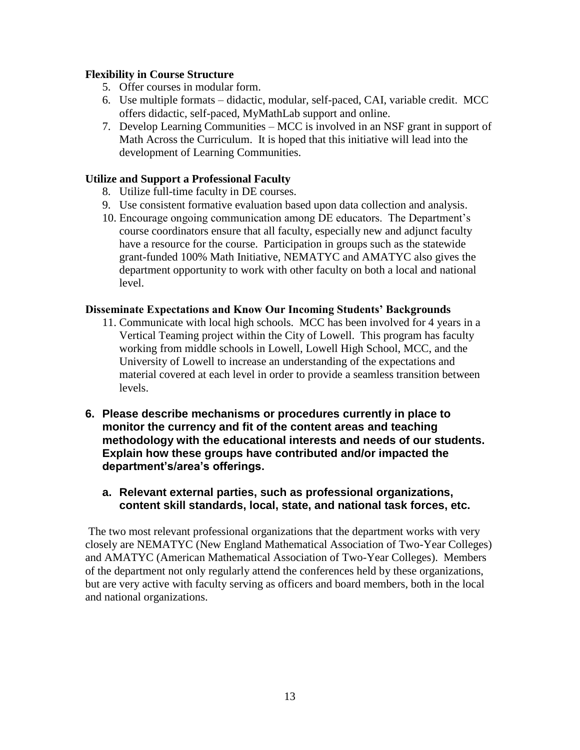**Flexibility in Course Structure**

5. Offer courses in modular form.
6. Use multiple formats – didactic, modular, self-paced, CAI, variable credit. MCC offers didactic, self-paced, MyMathLab support and online.
7. Develop Learning Communities – MCC is involved in an NSF grant in support of Math Across the Curriculum. It is hoped that this initiative will lead into the development of Learning Communities.

**Utilize and Support a Professional Faculty**

8. Utilize full-time faculty in DE courses.
9. Use consistent formative evaluation based upon data collection and analysis.
10. Encourage ongoing communication among DE educators. The Department's course coordinators ensure that all faculty, especially new and adjunct faculty have a resource for the course. Participation in groups such as the statewide grant-funded 100% Math Initiative, NEMATYC and AMATYC also gives the department opportunity to work with other faculty on both a local and national level.

**Disseminate Expectations and Know Our Incoming Students' Backgrounds**

11. Communicate with local high schools. MCC has been involved for 4 years in a Vertical Teaming project within the City of Lowell. This program has faculty working from middle schools in Lowell, Lowell High School, MCC, and the University of Lowell to increase an understanding of the expectations and material covered at each level in order to provide a seamless transition between levels.

**6. Please describe mechanisms or procedures currently in place to monitor the currency and fit of the content areas and teaching methodology with the educational interests and needs of our students. Explain how these groups have contributed and/or impacted the department's/area's offerings.**

**a. Relevant external parties, such as professional organizations, content skill standards, local, state, and national task forces, etc.**

The two most relevant professional organizations that the department works with very closely are NEMATYC (New England Mathematical Association of Two-Year Colleges) and AMATYC (American Mathematical Association of Two-Year Colleges). Members of the department not only regularly attend the conferences held by these organizations, but are very active with faculty serving as officers and board members, both in the local and national organizations.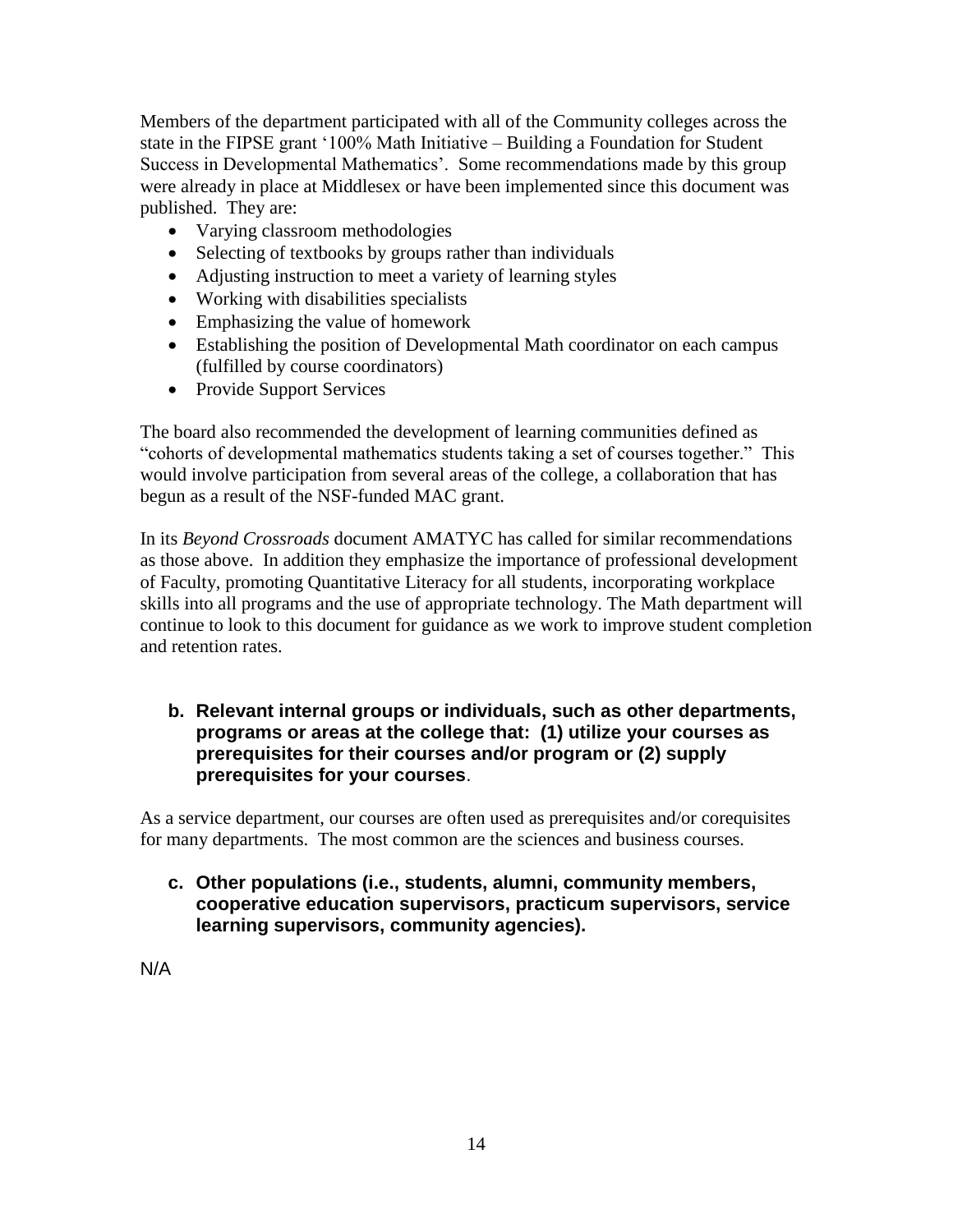Members of the department participated with all of the Community colleges across the state in the FIPSE grant '100% Math Initiative – Building a Foundation for Student Success in Developmental Mathematics'. Some recommendations made by this group were already in place at Middlesex or have been implemented since this document was published. They are:

- Varying classroom methodologies
- Selecting of textbooks by groups rather than individuals
- Adjusting instruction to meet a variety of learning styles
- Working with disabilities specialists
- Emphasizing the value of homework
- Establishing the position of Developmental Math coordinator on each campus (fulfilled by course coordinators)
- Provide Support Services

The board also recommended the development of learning communities defined as "cohorts of developmental mathematics students taking a set of courses together." This would involve participation from several areas of the college, a collaboration that has begun as a result of the NSF-funded MAC grant.

In its *Beyond Crossroads* document AMATYC has called for similar recommendations as those above. In addition they emphasize the importance of professional development of Faculty, promoting Quantitative Literacy for all students, incorporating workplace skills into all programs and the use of appropriate technology. The Math department will continue to look to this document for guidance as we work to improve student completion and retention rates.

**b. Relevant internal groups or individuals, such as other departments, programs or areas at the college that: (1) utilize your courses as prerequisites for their courses and/or program or (2) supply prerequisites for your courses.**

As a service department, our courses are often used as prerequisites and/or corequisites for many departments. The most common are the sciences and business courses.

**c. Other populations (i.e., students, alumni, community members, cooperative education supervisors, practicum supervisors, service learning supervisors, community agencies).**

N/A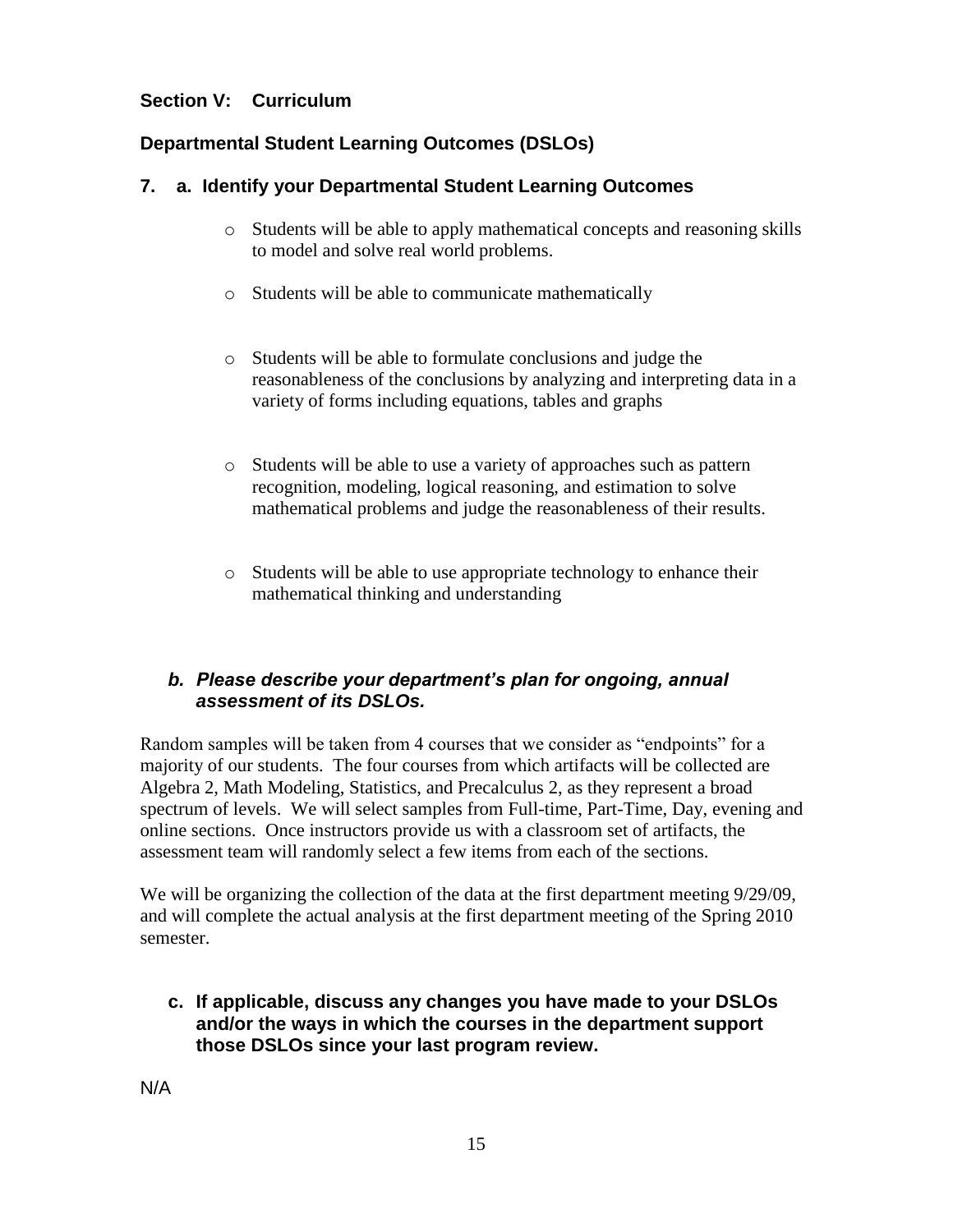## Section V: Curriculum

## Departmental Student Learning Outcomes (DSLOs)

### 7. a. Identify your Departmental Student Learning Outcomes

- Students will be able to apply mathematical concepts and reasoning skills to model and solve real world problems.
- Students will be able to communicate mathematically
- Students will be able to formulate conclusions and judge the reasonableness of the conclusions by analyzing and interpreting data in a variety of forms including equations, tables and graphs
- Students will be able to use a variety of approaches such as pattern recognition, modeling, logical reasoning, and estimation to solve mathematical problems and judge the reasonableness of their results.
- Students will be able to use appropriate technology to enhance their mathematical thinking and understanding

### *b. Please describe your department's plan for ongoing, annual assessment of its DSLOs.*

Random samples will be taken from 4 courses that we consider as "endpoints" for a majority of our students. The four courses from which artifacts will be collected are Algebra 2, Math Modeling, Statistics, and Precalculus 2, as they represent a broad spectrum of levels. We will select samples from Full-time, Part-Time, Day, evening and online sections. Once instructors provide us with a classroom set of artifacts, the assessment team will randomly select a few items from each of the sections.

We will be organizing the collection of the data at the first department meeting 9/29/09, and will complete the actual analysis at the first department meeting of the Spring 2010 semester.

### c. If applicable, discuss any changes you have made to your DSLOs and/or the ways in which the courses in the department support those DSLOs since your last program review.

N/A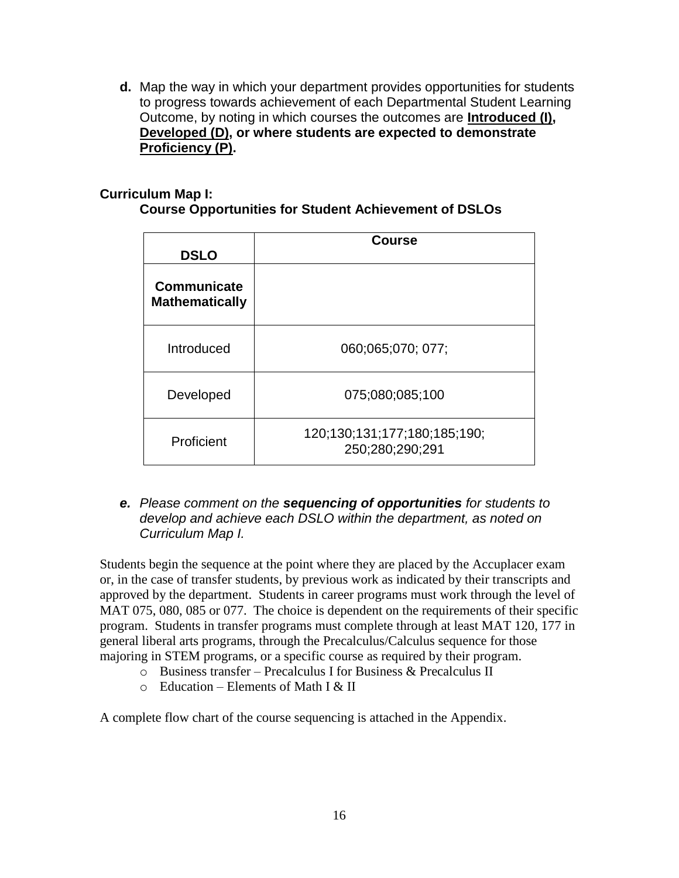**d.** Map the way in which your department provides opportunities for students to progress towards achievement of each Departmental Student Learning Outcome, by noting in which courses the outcomes are **Introduced (I), Developed (D), or where students are expected to demonstrate Proficiency (P).**

**Curriculum Map I:**
**Course Opportunities for Student Achievement of DSLOs**

| DSLO | Course |
|---|---|
| **Communicate Mathematically** | |
| Introduced | 060;065;070; 077; |
| Developed | 075;080;085;100 |
| Proficient | 120;130;131;177;180;185;190; 250;280;290;291 |

***e.*** *Please comment on the **sequencing of opportunities** for students to develop and achieve each DSLO within the department, as noted on Curriculum Map I.*

Students begin the sequence at the point where they are placed by the Accuplacer exam or, in the case of transfer students, by previous work as indicated by their transcripts and approved by the department. Students in career programs must work through the level of MAT 075, 080, 085 or 077. The choice is dependent on the requirements of their specific program. Students in transfer programs must complete through at least MAT 120, 177 in general liberal arts programs, through the Precalculus/Calculus sequence for those majoring in STEM programs, or a specific course as required by their program.

- Business transfer – Precalculus I for Business & Precalculus II
- Education – Elements of Math I & II

A complete flow chart of the course sequencing is attached in the Appendix.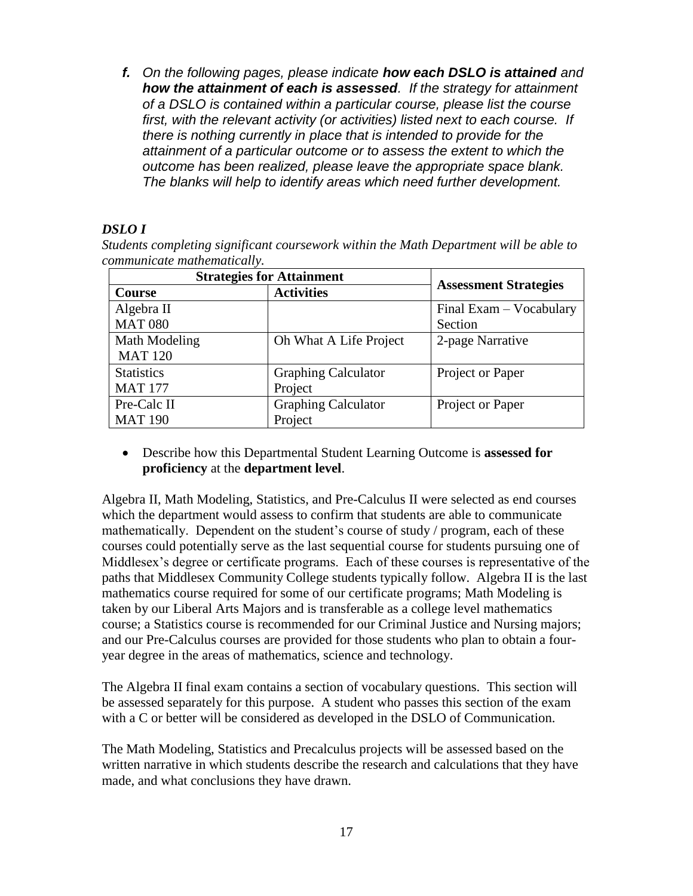***f.*** *On the following pages, please indicate **how each DSLO is attained** and **how the attainment of each is assessed**. If the strategy for attainment of a DSLO is contained within a particular course, please list the course first, with the relevant activity (or activities) listed next to each course. If there is nothing currently in place that is intended to provide for the attainment of a particular outcome or to assess the extent to which the outcome has been realized, please leave the appropriate space blank. The blanks will help to identify areas which need further development.*

***DSLO I***

*Students completing significant coursework within the Math Department will be able to communicate mathematically.*

| **Strategies for Attainment** | | **Assessment Strategies** |
|---|---|---|
| **Course** | **Activities** | |
| Algebra II MAT 080 | | Final Exam – Vocabulary Section |
| Math Modeling MAT 120 | Oh What A Life Project | 2-page Narrative |
| Statistics MAT 177 | Graphing Calculator Project | Project or Paper |
| Pre-Calc II MAT 190 | Graphing Calculator Project | Project or Paper |

- Describe how this Departmental Student Learning Outcome is **assessed for proficiency** at the **department level**.

Algebra II, Math Modeling, Statistics, and Pre-Calculus II were selected as end courses which the department would assess to confirm that students are able to communicate mathematically. Dependent on the student's course of study / program, each of these courses could potentially serve as the last sequential course for students pursuing one of Middlesex's degree or certificate programs. Each of these courses is representative of the paths that Middlesex Community College students typically follow. Algebra II is the last mathematics course required for some of our certificate programs; Math Modeling is taken by our Liberal Arts Majors and is transferable as a college level mathematics course; a Statistics course is recommended for our Criminal Justice and Nursing majors; and our Pre-Calculus courses are provided for those students who plan to obtain a four-year degree in the areas of mathematics, science and technology.

The Algebra II final exam contains a section of vocabulary questions. This section will be assessed separately for this purpose. A student who passes this section of the exam with a C or better will be considered as developed in the DSLO of Communication.

The Math Modeling, Statistics and Precalculus projects will be assessed based on the written narrative in which students describe the research and calculations that they have made, and what conclusions they have drawn.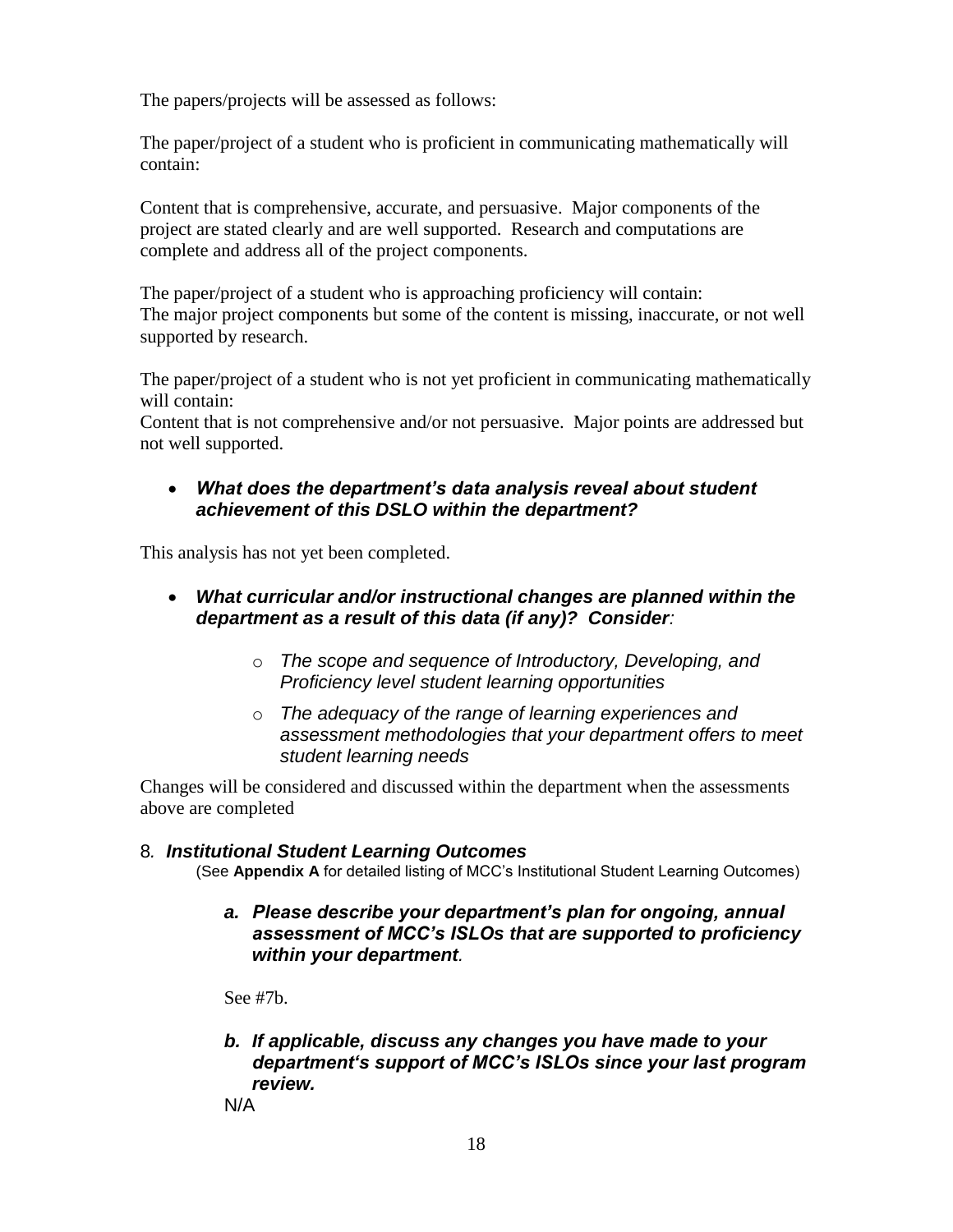The papers/projects will be assessed as follows:

The paper/project of a student who is proficient in communicating mathematically will contain:

Content that is comprehensive, accurate, and persuasive. Major components of the project are stated clearly and are well supported. Research and computations are complete and address all of the project components.

The paper/project of a student who is approaching proficiency will contain:
The major project components but some of the content is missing, inaccurate, or not well supported by research.

The paper/project of a student who is not yet proficient in communicating mathematically will contain:
Content that is not comprehensive and/or not persuasive. Major points are addressed but not well supported.

- ***What does the department's data analysis reveal about student achievement of this DSLO within the department?***

This analysis has not yet been completed.

- ***What curricular and/or instructional changes are planned within the department as a result of this data (if any)? Consider:***
  - *The scope and sequence of Introductory, Developing, and Proficiency level student learning opportunities*
  - *The adequacy of the range of learning experiences and assessment methodologies that your department offers to meet student learning needs*

Changes will be considered and discussed within the department when the assessments above are completed

## 8. *Institutional Student Learning Outcomes*

(See **Appendix A** for detailed listing of MCC's Institutional Student Learning Outcomes)

***a. Please describe your department's plan for ongoing, annual assessment of MCC's ISLOs that are supported to proficiency within your department.***

See #7b.

***b. If applicable, discuss any changes you have made to your department's support of MCC's ISLOs since your last program review.***

N/A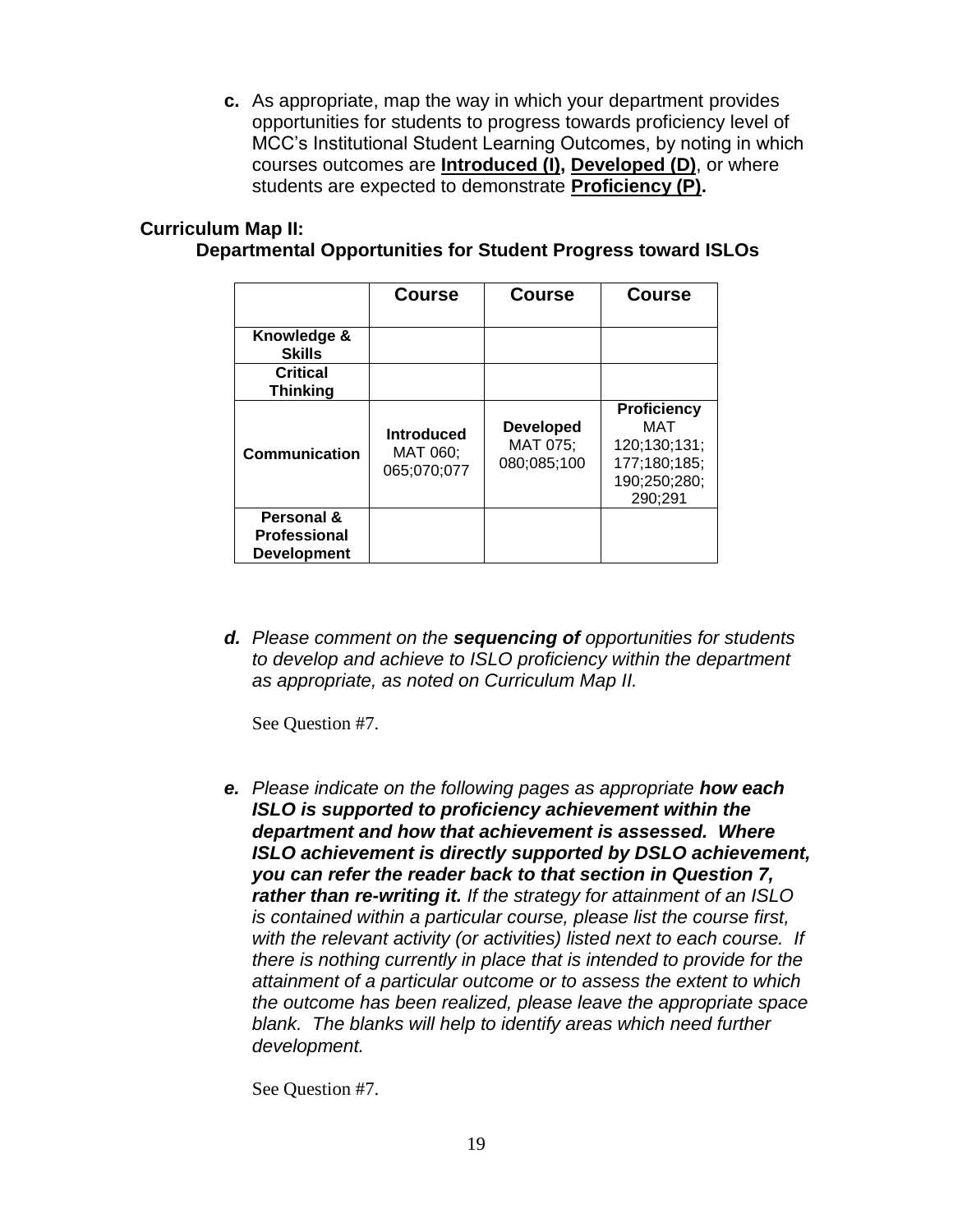**c.** As appropriate, map the way in which your department provides opportunities for students to progress towards proficiency level of MCC's Institutional Student Learning Outcomes, by noting in which courses outcomes are **Introduced (I), Developed (D)**, or where students are expected to demonstrate **Proficiency (P).**

**Curriculum Map II:**
**Departmental Opportunities for Student Progress toward ISLOs**

| | Course | Course | Course |
|---|---|---|---|
| **Knowledge & Skills** | | | |
| **Critical Thinking** | | | |
| **Communication** | **Introduced** MAT 060; 065;070;077 | **Developed** MAT 075; 080;085;100 | **Proficiency** MAT 120;130;131; 177;180;185; 190;250;280; 290;291 |
| **Personal & Professional Development** | | | |

***d.*** *Please comment on the* ***sequencing of*** *opportunities for students to develop and achieve to ISLO proficiency within the department as appropriate, as noted on Curriculum Map II.*

See Question #7.

***e.*** *Please indicate on the following pages as appropriate* ***how each ISLO is supported to proficiency achievement within the department and how that achievement is assessed. Where ISLO achievement is directly supported by DSLO achievement, you can refer the reader back to that section in Question 7, rather than re-writing it.*** *If the strategy for attainment of an ISLO is contained within a particular course, please list the course first, with the relevant activity (or activities) listed next to each course. If there is nothing currently in place that is intended to provide for the attainment of a particular outcome or to assess the extent to which the outcome has been realized, please leave the appropriate space blank. The blanks will help to identify areas which need further development.*

See Question #7.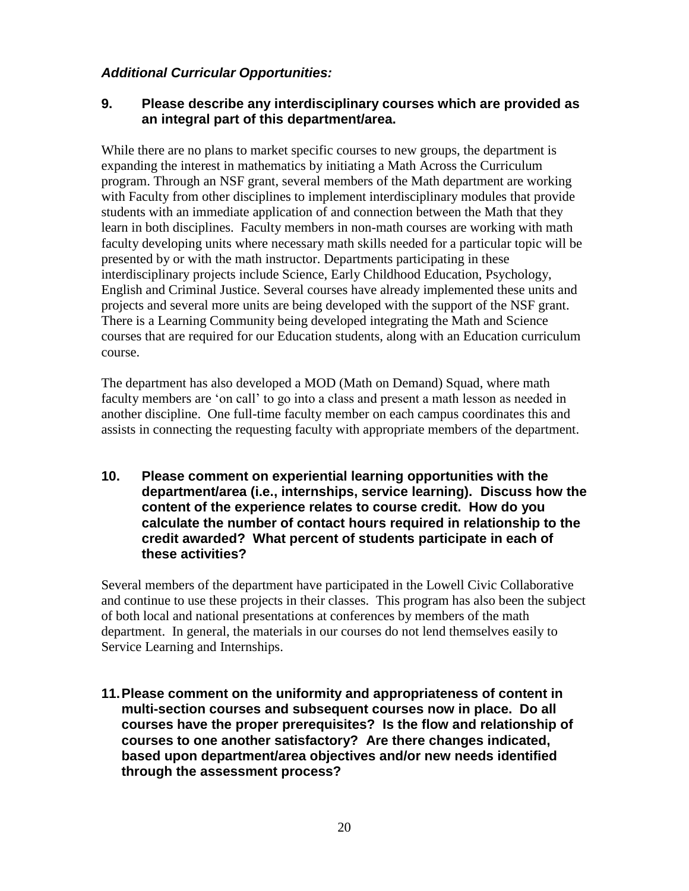***Additional Curricular Opportunities:***

**9. Please describe any interdisciplinary courses which are provided as an integral part of this department/area.**

While there are no plans to market specific courses to new groups, the department is expanding the interest in mathematics by initiating a Math Across the Curriculum program. Through an NSF grant, several members of the Math department are working with Faculty from other disciplines to implement interdisciplinary modules that provide students with an immediate application of and connection between the Math that they learn in both disciplines. Faculty members in non-math courses are working with math faculty developing units where necessary math skills needed for a particular topic will be presented by or with the math instructor. Departments participating in these interdisciplinary projects include Science, Early Childhood Education, Psychology, English and Criminal Justice. Several courses have already implemented these units and projects and several more units are being developed with the support of the NSF grant. There is a Learning Community being developed integrating the Math and Science courses that are required for our Education students, along with an Education curriculum course.

The department has also developed a MOD (Math on Demand) Squad, where math faculty members are 'on call' to go into a class and present a math lesson as needed in another discipline. One full-time faculty member on each campus coordinates this and assists in connecting the requesting faculty with appropriate members of the department.

**10. Please comment on experiential learning opportunities with the department/area (i.e., internships, service learning). Discuss how the content of the experience relates to course credit. How do you calculate the number of contact hours required in relationship to the credit awarded? What percent of students participate in each of these activities?**

Several members of the department have participated in the Lowell Civic Collaborative and continue to use these projects in their classes. This program has also been the subject of both local and national presentations at conferences by members of the math department. In general, the materials in our courses do not lend themselves easily to Service Learning and Internships.

**11. Please comment on the uniformity and appropriateness of content in multi-section courses and subsequent courses now in place. Do all courses have the proper prerequisites? Is the flow and relationship of courses to one another satisfactory? Are there changes indicated, based upon department/area objectives and/or new needs identified through the assessment process?**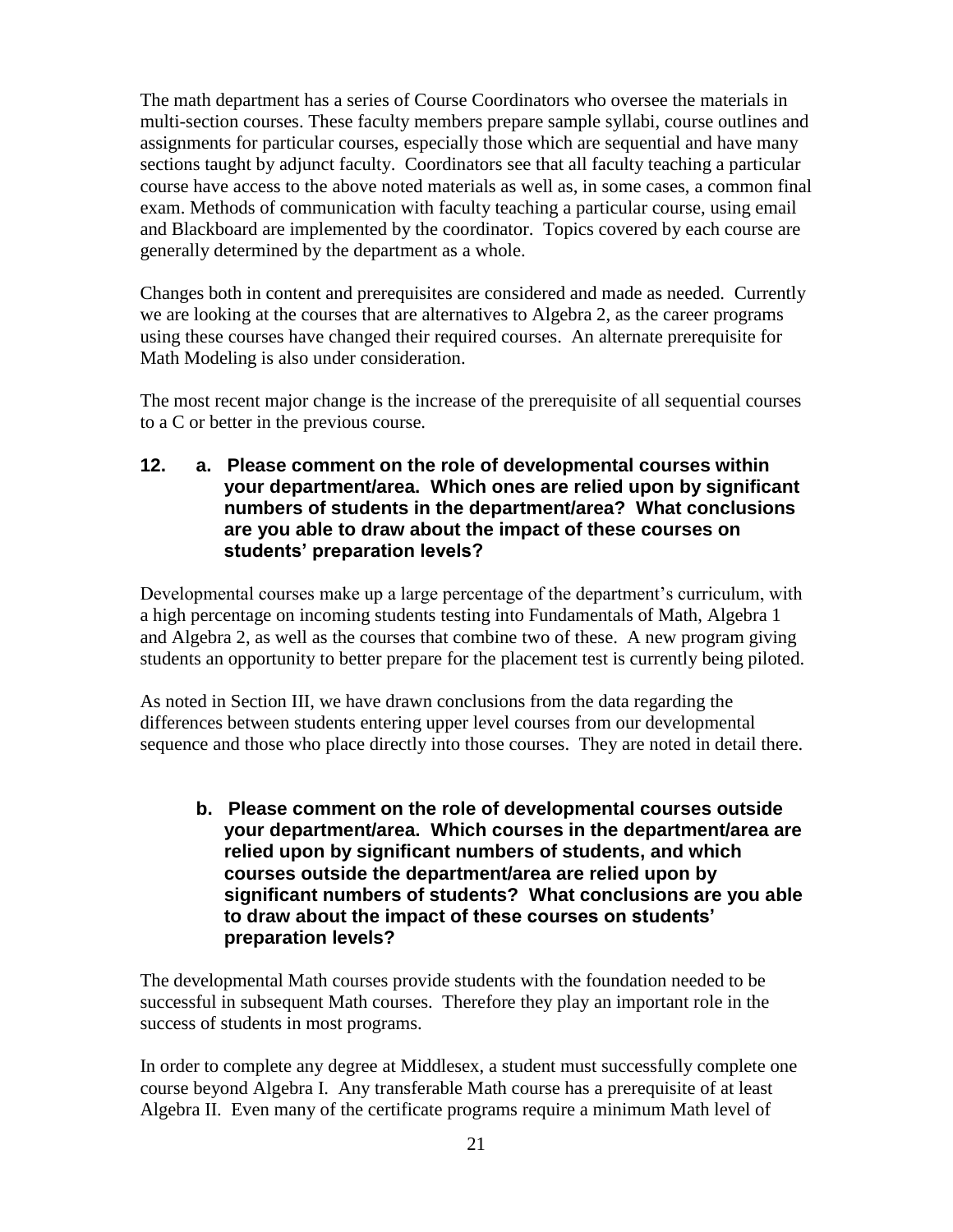The math department has a series of Course Coordinators who oversee the materials in multi-section courses. These faculty members prepare sample syllabi, course outlines and assignments for particular courses, especially those which are sequential and have many sections taught by adjunct faculty. Coordinators see that all faculty teaching a particular course have access to the above noted materials as well as, in some cases, a common final exam. Methods of communication with faculty teaching a particular course, using email and Blackboard are implemented by the coordinator. Topics covered by each course are generally determined by the department as a whole.

Changes both in content and prerequisites are considered and made as needed. Currently we are looking at the courses that are alternatives to Algebra 2, as the career programs using these courses have changed their required courses. An alternate prerequisite for Math Modeling is also under consideration.

The most recent major change is the increase of the prerequisite of all sequential courses to a C or better in the previous course.

**12. a. Please comment on the role of developmental courses within your department/area. Which ones are relied upon by significant numbers of students in the department/area? What conclusions are you able to draw about the impact of these courses on students' preparation levels?**

Developmental courses make up a large percentage of the department's curriculum, with a high percentage on incoming students testing into Fundamentals of Math, Algebra 1 and Algebra 2, as well as the courses that combine two of these. A new program giving students an opportunity to better prepare for the placement test is currently being piloted.

As noted in Section III, we have drawn conclusions from the data regarding the differences between students entering upper level courses from our developmental sequence and those who place directly into those courses. They are noted in detail there.

**b. Please comment on the role of developmental courses outside your department/area. Which courses in the department/area are relied upon by significant numbers of students, and which courses outside the department/area are relied upon by significant numbers of students? What conclusions are you able to draw about the impact of these courses on students' preparation levels?**

The developmental Math courses provide students with the foundation needed to be successful in subsequent Math courses. Therefore they play an important role in the success of students in most programs.

In order to complete any degree at Middlesex, a student must successfully complete one course beyond Algebra I. Any transferable Math course has a prerequisite of at least Algebra II. Even many of the certificate programs require a minimum Math level of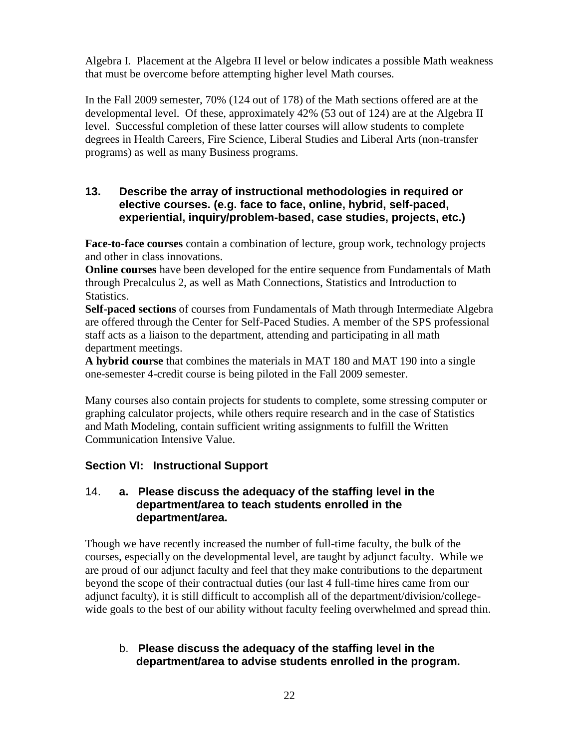Algebra I. Placement at the Algebra II level or below indicates a possible Math weakness that must be overcome before attempting higher level Math courses.

In the Fall 2009 semester, 70% (124 out of 178) of the Math sections offered are at the developmental level. Of these, approximately 42% (53 out of 124) are at the Algebra II level. Successful completion of these latter courses will allow students to complete degrees in Health Careers, Fire Science, Liberal Studies and Liberal Arts (non-transfer programs) as well as many Business programs.

### 13. Describe the array of instructional methodologies in required or elective courses. (e.g. face to face, online, hybrid, self-paced, experiential, inquiry/problem-based, case studies, projects, etc.)

**Face-to-face courses** contain a combination of lecture, group work, technology projects and other in class innovations.
**Online courses** have been developed for the entire sequence from Fundamentals of Math through Precalculus 2, as well as Math Connections, Statistics and Introduction to Statistics.
**Self-paced sections** of courses from Fundamentals of Math through Intermediate Algebra are offered through the Center for Self-Paced Studies. A member of the SPS professional staff acts as a liaison to the department, attending and participating in all math department meetings.
**A hybrid course** that combines the materials in MAT 180 and MAT 190 into a single one-semester 4-credit course is being piloted in the Fall 2009 semester.

Many courses also contain projects for students to complete, some stressing computer or graphing calculator projects, while others require research and in the case of Statistics and Math Modeling, contain sufficient writing assignments to fulfill the Written Communication Intensive Value.

## Section VI: Instructional Support

### 14. a. Please discuss the adequacy of the staffing level in the department/area to teach students enrolled in the department/area.

Though we have recently increased the number of full-time faculty, the bulk of the courses, especially on the developmental level, are taught by adjunct faculty. While we are proud of our adjunct faculty and feel that they make contributions to the department beyond the scope of their contractual duties (our last 4 full-time hires came from our adjunct faculty), it is still difficult to accomplish all of the department/division/college-wide goals to the best of our ability without faculty feeling overwhelmed and spread thin.

### b. Please discuss the adequacy of the staffing level in the department/area to advise students enrolled in the program.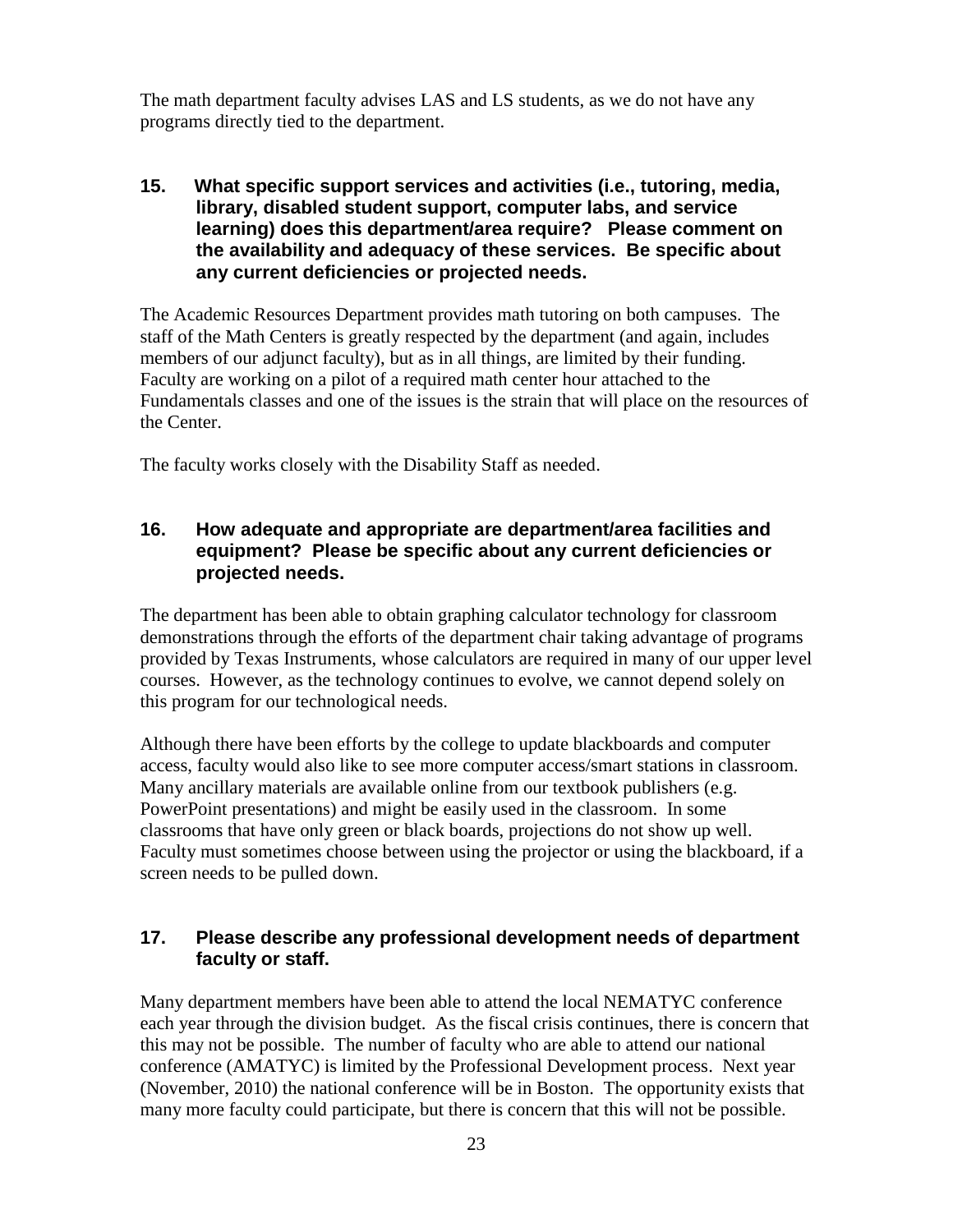The math department faculty advises LAS and LS students, as we do not have any programs directly tied to the department.

### 15. What specific support services and activities (i.e., tutoring, media, library, disabled student support, computer labs, and service learning) does this department/area require? Please comment on the availability and adequacy of these services. Be specific about any current deficiencies or projected needs.

The Academic Resources Department provides math tutoring on both campuses. The staff of the Math Centers is greatly respected by the department (and again, includes members of our adjunct faculty), but as in all things, are limited by their funding. Faculty are working on a pilot of a required math center hour attached to the Fundamentals classes and one of the issues is the strain that will place on the resources of the Center.

The faculty works closely with the Disability Staff as needed.

### 16. How adequate and appropriate are department/area facilities and equipment? Please be specific about any current deficiencies or projected needs.

The department has been able to obtain graphing calculator technology for classroom demonstrations through the efforts of the department chair taking advantage of programs provided by Texas Instruments, whose calculators are required in many of our upper level courses. However, as the technology continues to evolve, we cannot depend solely on this program for our technological needs.

Although there have been efforts by the college to update blackboards and computer access, faculty would also like to see more computer access/smart stations in classroom. Many ancillary materials are available online from our textbook publishers (e.g. PowerPoint presentations) and might be easily used in the classroom. In some classrooms that have only green or black boards, projections do not show up well. Faculty must sometimes choose between using the projector or using the blackboard, if a screen needs to be pulled down.

### 17. Please describe any professional development needs of department faculty or staff.

Many department members have been able to attend the local NEMATYC conference each year through the division budget. As the fiscal crisis continues, there is concern that this may not be possible. The number of faculty who are able to attend our national conference (AMATYC) is limited by the Professional Development process. Next year (November, 2010) the national conference will be in Boston. The opportunity exists that many more faculty could participate, but there is concern that this will not be possible.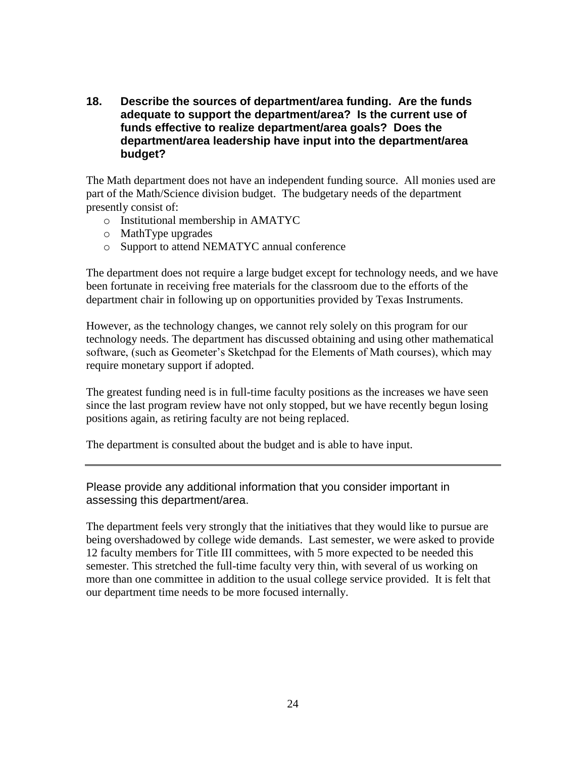**18. Describe the sources of department/area funding. Are the funds adequate to support the department/area? Is the current use of funds effective to realize department/area goals? Does the department/area leadership have input into the department/area budget?**

The Math department does not have an independent funding source. All monies used are part of the Math/Science division budget. The budgetary needs of the department presently consist of:

- Institutional membership in AMATYC
- MathType upgrades
- Support to attend NEMATYC annual conference

The department does not require a large budget except for technology needs, and we have been fortunate in receiving free materials for the classroom due to the efforts of the department chair in following up on opportunities provided by Texas Instruments.

However, as the technology changes, we cannot rely solely on this program for our technology needs. The department has discussed obtaining and using other mathematical software, (such as Geometer's Sketchpad for the Elements of Math courses), which may require monetary support if adopted.

The greatest funding need is in full-time faculty positions as the increases we have seen since the last program review have not only stopped, but we have recently begun losing positions again, as retiring faculty are not being replaced.

The department is consulted about the budget and is able to have input.

---

Please provide any additional information that you consider important in assessing this department/area.

The department feels very strongly that the initiatives that they would like to pursue are being overshadowed by college wide demands. Last semester, we were asked to provide 12 faculty members for Title III committees, with 5 more expected to be needed this semester. This stretched the full-time faculty very thin, with several of us working on more than one committee in addition to the usual college service provided. It is felt that our department time needs to be more focused internally.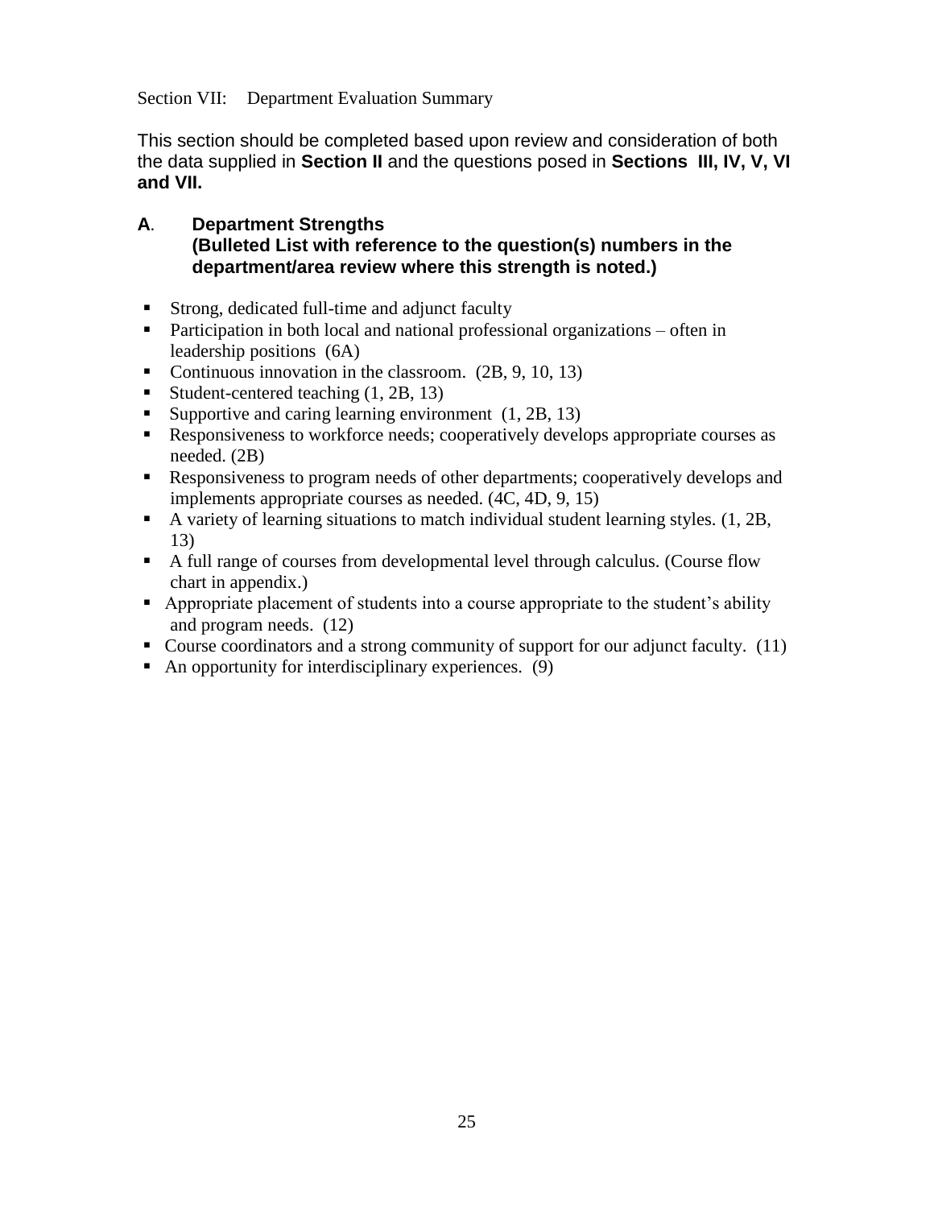Section VII: Department Evaluation Summary

This section should be completed based upon review and consideration of both the data supplied in **Section II** and the questions posed in **Sections III, IV, V, VI and VII.**

## A. Department Strengths

**(Bulleted List with reference to the question(s) numbers in the department/area review where this strength is noted.)**

- Strong, dedicated full-time and adjunct faculty
- Participation in both local and national professional organizations – often in leadership positions (6A)
- Continuous innovation in the classroom. (2B, 9, 10, 13)
- Student-centered teaching (1, 2B, 13)
- Supportive and caring learning environment (1, 2B, 13)
- Responsiveness to workforce needs; cooperatively develops appropriate courses as needed. (2B)
- Responsiveness to program needs of other departments; cooperatively develops and implements appropriate courses as needed. (4C, 4D, 9, 15)
- A variety of learning situations to match individual student learning styles. (1, 2B, 13)
- A full range of courses from developmental level through calculus. (Course flow chart in appendix.)
- Appropriate placement of students into a course appropriate to the student's ability and program needs. (12)
- Course coordinators and a strong community of support for our adjunct faculty. (11)
- An opportunity for interdisciplinary experiences. (9)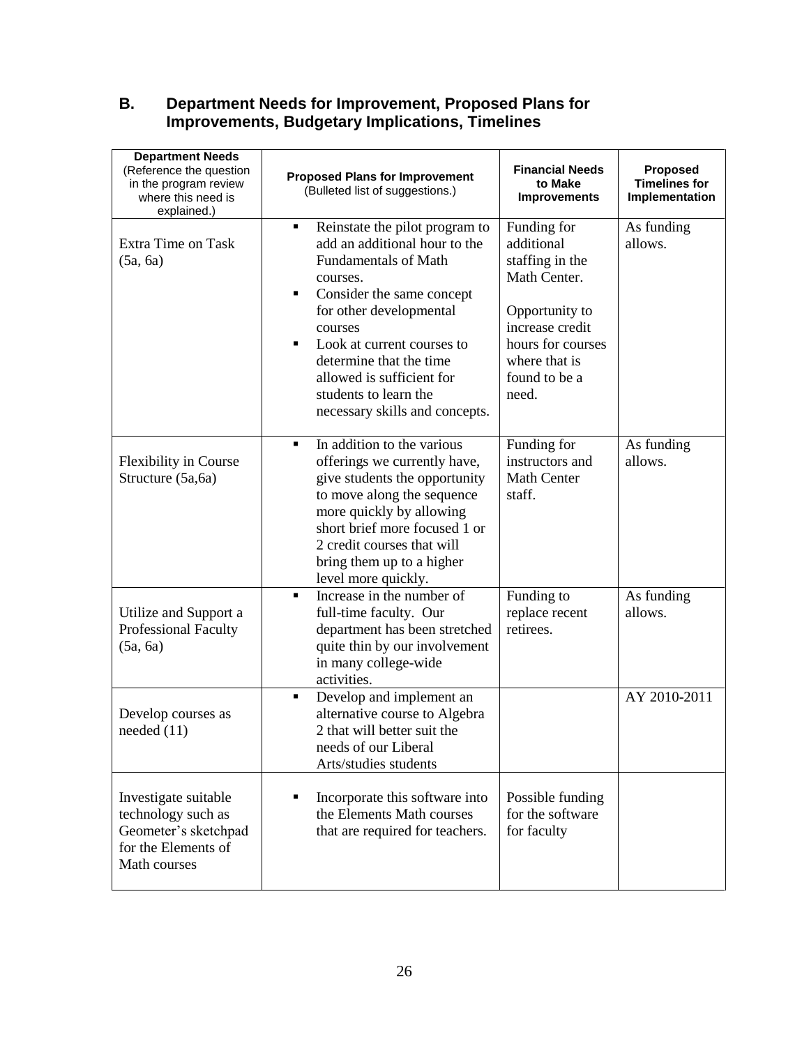## B. Department Needs for Improvement, Proposed Plans for Improvements, Budgetary Implications, Timelines

| Department Needs (Reference the question in the program review where this need is explained.) | Proposed Plans for Improvement (Bulleted list of suggestions.) | Financial Needs to Make Improvements | Proposed Timelines for Implementation |
|---|---|---|---|
| Extra Time on Task (5a, 6a) | ▪ Reinstate the pilot program to add an additional hour to the Fundamentals of Math courses. ▪ Consider the same concept for other developmental courses ▪ Look at current courses to determine that the time allowed is sufficient for students to learn the necessary skills and concepts. | Funding for additional staffing in the Math Center. Opportunity to increase credit hours for courses where that is found to be a need. | As funding allows. |
| Flexibility in Course Structure (5a,6a) | ▪ In addition to the various offerings we currently have, give students the opportunity to move along the sequence more quickly by allowing short brief more focused 1 or 2 credit courses that will bring them up to a higher level more quickly. | Funding for instructors and Math Center staff. | As funding allows. |
| Utilize and Support a Professional Faculty (5a, 6a) | ▪ Increase in the number of full-time faculty. Our department has been stretched quite thin by our involvement in many college-wide activities. | Funding to replace recent retirees. | As funding allows. |
| Develop courses as needed (11) | ▪ Develop and implement an alternative course to Algebra 2 that will better suit the needs of our Liberal Arts/studies students | | AY 2010-2011 |
| Investigate suitable technology such as Geometer's sketchpad for the Elements of Math courses | ▪ Incorporate this software into the Elements Math courses that are required for teachers. | Possible funding for the software for faculty | |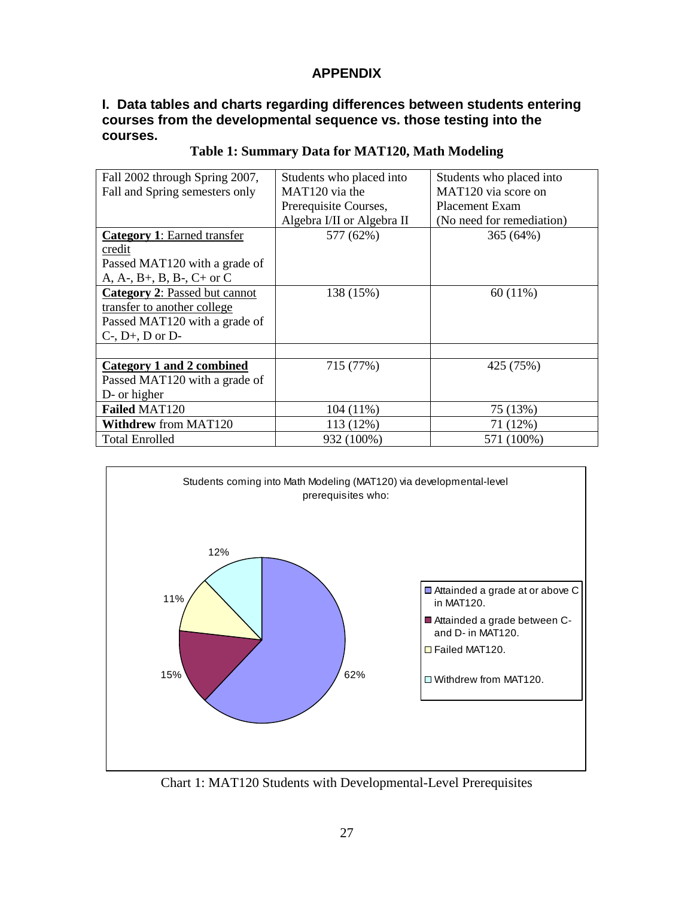# APPENDIX

## I. Data tables and charts regarding differences between students entering courses from the developmental sequence vs. those testing into the courses.

**Table 1: Summary Data for MAT120, Math Modeling**

| Fall 2002 through Spring 2007, Fall and Spring semesters only | Students who placed into MAT120 via the Prerequisite Courses, Algebra I/II or Algebra II | Students who placed into MAT120 via score on Placement Exam (No need for remediation) |
|---|---|---|
| **Category 1**: Earned transfer credit<br>Passed MAT120 with a grade of A, A-, B+, B, B-, C+ or C | 577 (62%) | 365 (64%) |
| **Category 2**: Passed but cannot transfer to another college<br>Passed MAT120 with a grade of C-, D+, D or D- | 138 (15%) | 60 (11%) |
| | | |
| **Category 1 and 2 combined**<br>Passed MAT120 with a grade of D- or higher | 715 (77%) | 425 (75%) |
| **Failed** MAT120 | 104 (11%) | 75 (13%) |
| **Withdrew** from MAT120 | 113 (12%) | 71 (12%) |
| Total Enrolled | 932 (100%) | 571 (100%) |

Students coming into Math Modeling (MAT120) via developmental-level prerequisites who:

- Attainded a grade at or above C in MAT120. — 62%
- Attainded a grade between C- and D- in MAT120. — 15%
- Failed MAT120. — 11%
- Withdrew from MAT120. — 12%

Chart 1: MAT120 Students with Developmental-Level Prerequisites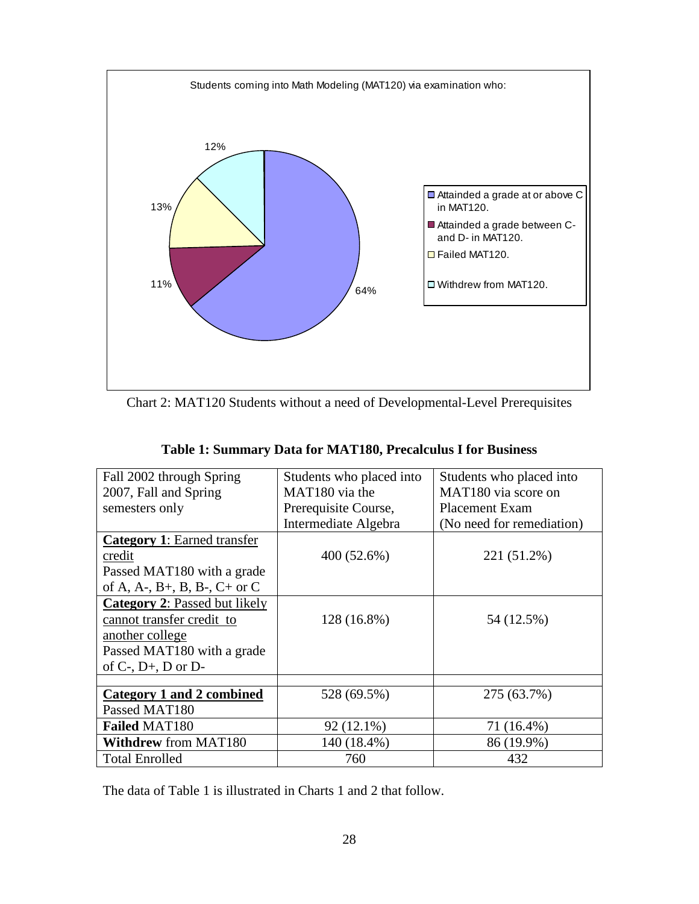Students coming into Math Modeling (MAT120) via examination who:

- Attainded a grade at or above C in MAT120. — 64%
- Attainded a grade between C- and D- in MAT120. — 11%
- Failed MAT120. — 13%
- Withdrew from MAT120. — 12%

Chart 2: MAT120 Students without a need of Developmental-Level Prerequisites

**Table 1: Summary Data for MAT180, Precalculus I for Business**

| Fall 2002 through Spring 2007, Fall and Spring semesters only | Students who placed into MAT180 via the Prerequisite Course, Intermediate Algebra | Students who placed into MAT180 via score on Placement Exam (No need for remediation) |
|---|---|---|
| **Category 1**: Earned transfer credit<br>Passed MAT180 with a grade of A, A-, B+, B, B-, C+ or C | 400 (52.6%) | 221 (51.2%) |
| **Category 2**: Passed but likely cannot transfer credit to another college<br>Passed MAT180 with a grade of C-, D+, D or D- | 128 (16.8%) | 54 (12.5%) |
| | | |
| **Category 1 and 2 combined**<br>Passed MAT180 | 528 (69.5%) | 275 (63.7%) |
| **Failed** MAT180 | 92 (12.1%) | 71 (16.4%) |
| **Withdrew** from MAT180 | 140 (18.4%) | 86 (19.9%) |
| Total Enrolled | 760 | 432 |

The data of Table 1 is illustrated in Charts 1 and 2 that follow.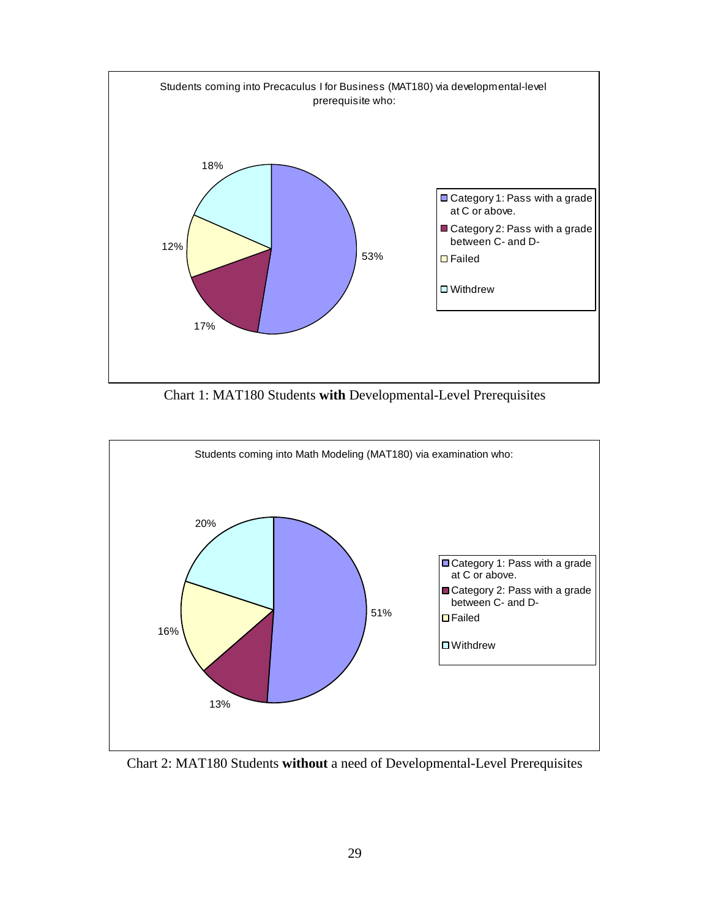Students coming into Precaculus I for Business (MAT180) via developmental-level prerequisite who:

| Category | Percentage |
|---|---|
| Category 1: Pass with a grade at C or above. | 53% |
| Category 2: Pass with a grade between C- and D- | 17% |
| Failed | 12% |
| Withdrew | 18% |

Chart 1: MAT180 Students **with** Developmental-Level Prerequisites

Students coming into Math Modeling (MAT180) via examination who:

| Category | Percentage |
|---|---|
| Category 1: Pass with a grade at C or above. | 51% |
| Category 2: Pass with a grade between C- and D- | 13% |
| Failed | 16% |
| Withdrew | 20% |

Chart 2: MAT180 Students **without** a need of Developmental-Level Prerequisites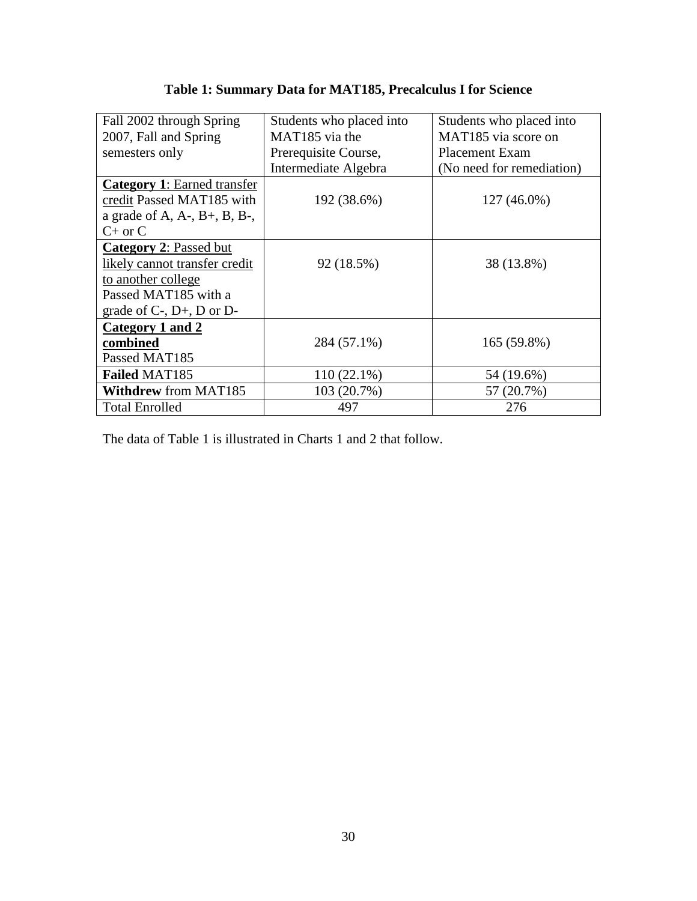**Table 1: Summary Data for MAT185, Precalculus I for Science**

| Fall 2002 through Spring 2007, Fall and Spring semesters only | Students who placed into MAT185 via the Prerequisite Course, Intermediate Algebra | Students who placed into MAT185 via score on Placement Exam (No need for remediation) |
|---|---|---|
| **Category 1**: Earned transfer credit Passed MAT185 with a grade of A, A-, B+, B, B-, C+ or C | 192 (38.6%) | 127 (46.0%) |
| **Category 2**: Passed but likely cannot transfer credit to another college Passed MAT185 with a grade of C-, D+, D or D- | 92 (18.5%) | 38 (13.8%) |
| **Category 1 and 2 combined** Passed MAT185 | 284 (57.1%) | 165 (59.8%) |
| **Failed** MAT185 | 110 (22.1%) | 54 (19.6%) |
| **Withdrew** from MAT185 | 103 (20.7%) | 57 (20.7%) |
| Total Enrolled | 497 | 276 |

The data of Table 1 is illustrated in Charts 1 and 2 that follow.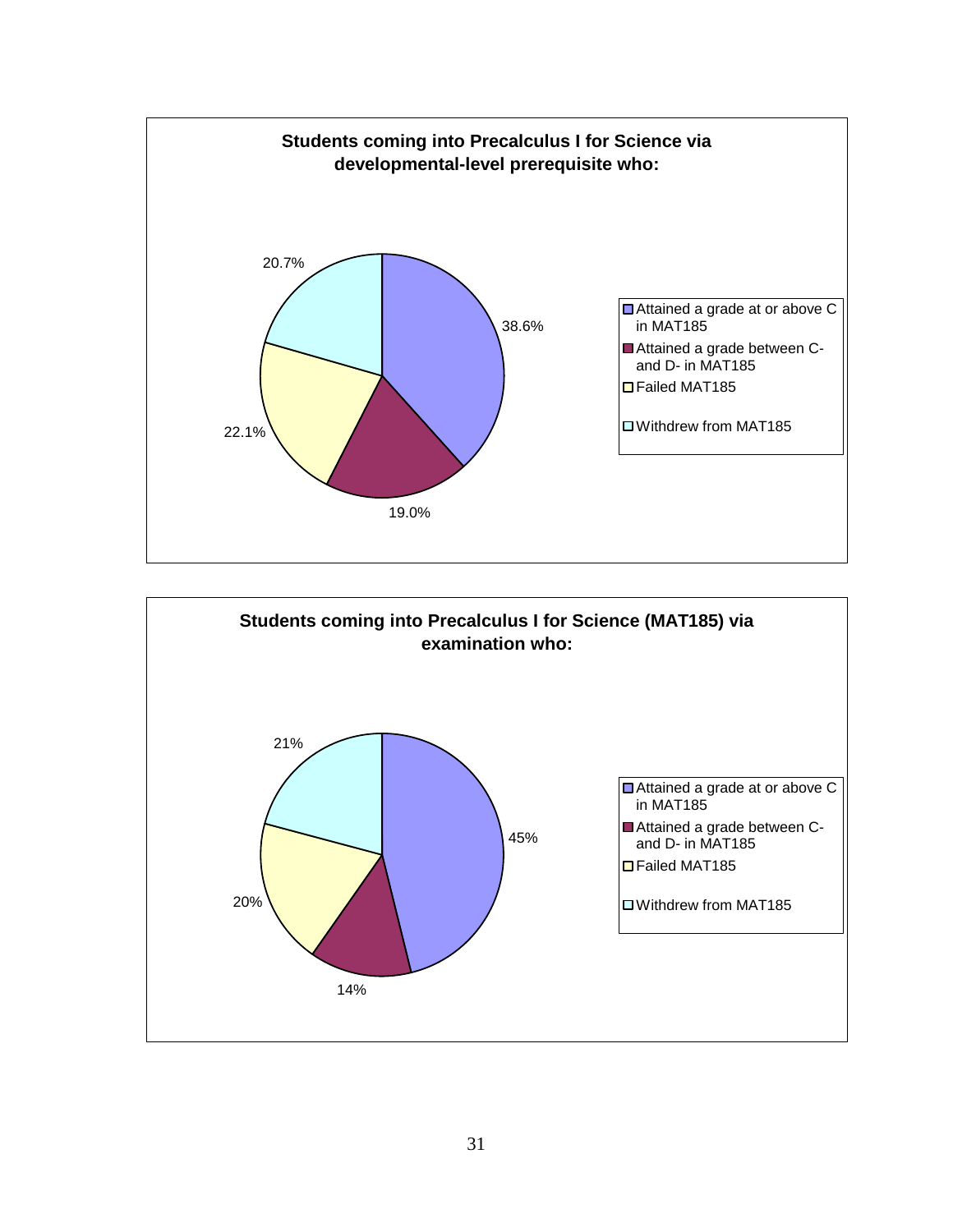**Students coming into Precalculus I for Science via developmental-level prerequisite who:**

| Category | Percentage |
| --- | --- |
| Attained a grade at or above C in MAT185 | 38.6% |
| Attained a grade between C- and D- in MAT185 | 19.0% |
| Failed MAT185 | 22.1% |
| Withdrew from MAT185 | 20.7% |

**Students coming into Precalculus I for Science (MAT185) via examination who:**

| Category | Percentage |
| --- | --- |
| Attained a grade at or above C in MAT185 | 45% |
| Attained a grade between C- and D- in MAT185 | 14% |
| Failed MAT185 | 20% |
| Withdrew from MAT185 | 21% |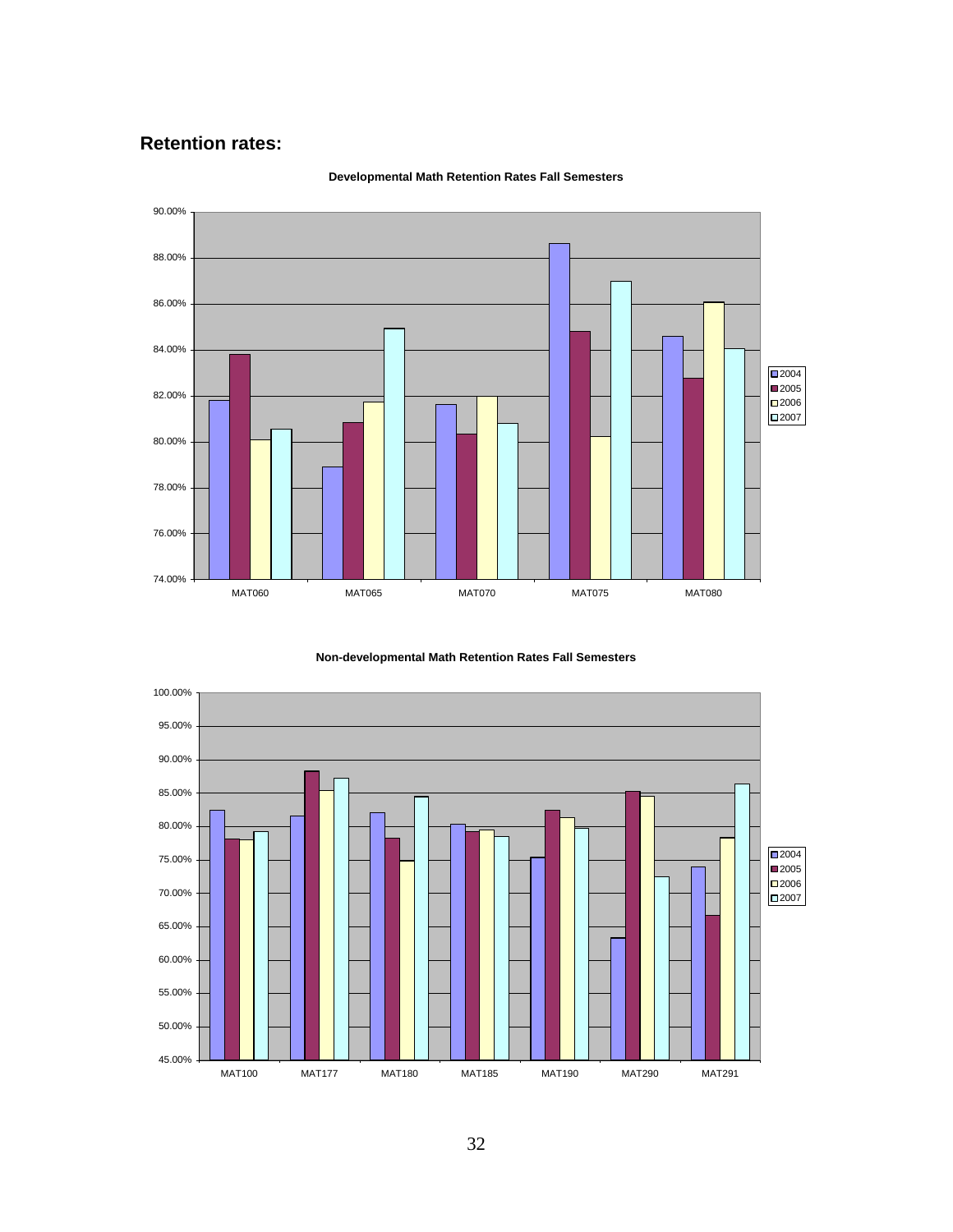## Retention rates:

**Developmental Math Retention Rates Fall Semesters**

**Non-developmental Math Retention Rates Fall Semesters**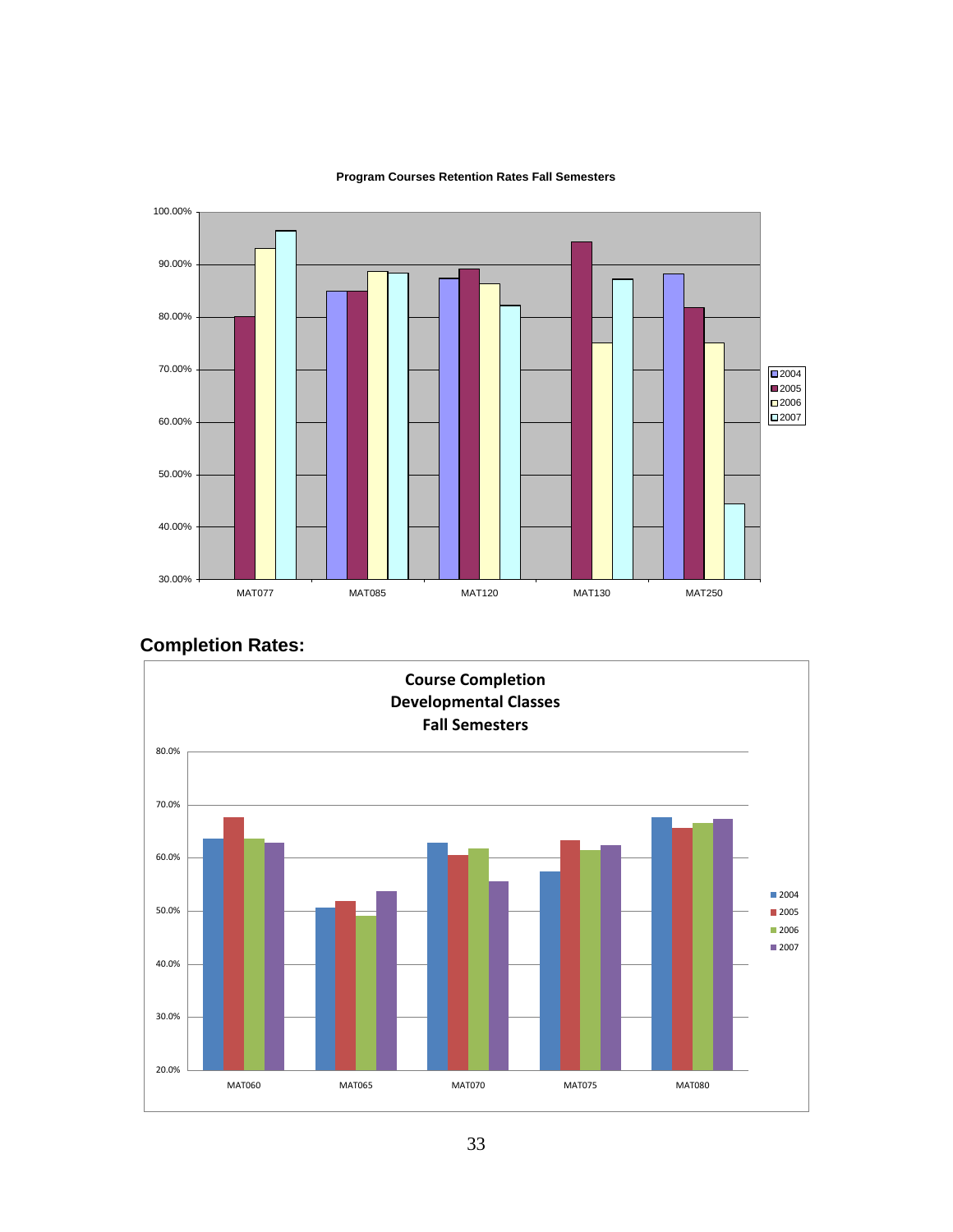**Program Courses Retention Rates Fall Semesters**

## Completion Rates:

**Course Completion Developmental Classes Fall Semesters**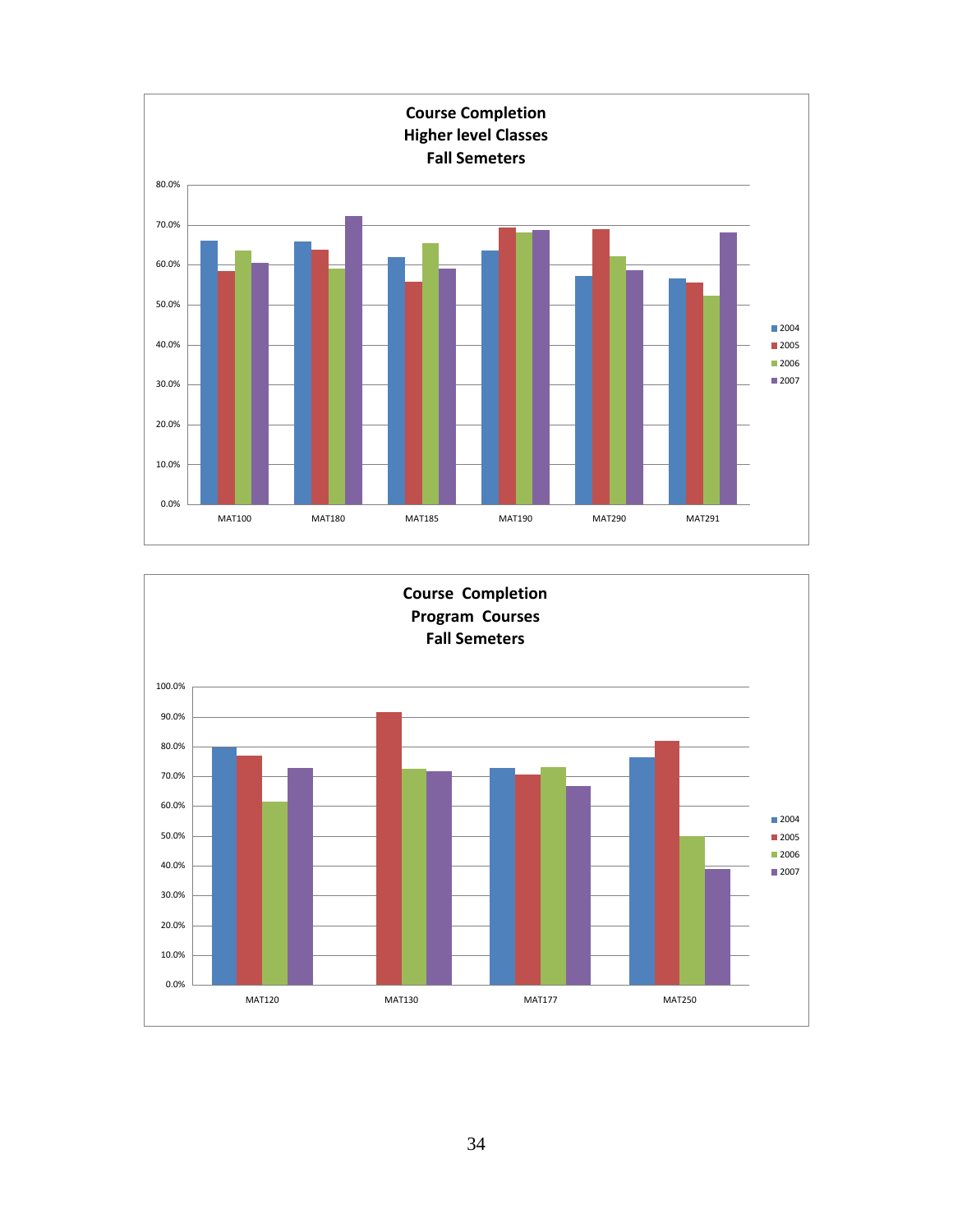**Course Completion**
**Higher level Classes**
**Fall Semeters**

| | 2004 | 2005 | 2006 | 2007 |
|---|---|---|---|---|
| MAT100 | | | | |
| MAT180 | | | | |
| MAT185 | | | | |
| MAT190 | | | | |
| MAT290 | | | | |
| MAT291 | | | | |

**Course Completion**
**Program Courses**
**Fall Semeters**

| | 2004 | 2005 | 2006 | 2007 |
|---|---|---|---|---|
| MAT120 | | | | |
| MAT130 | | | | |
| MAT177 | | | | |
| MAT250 | | | | |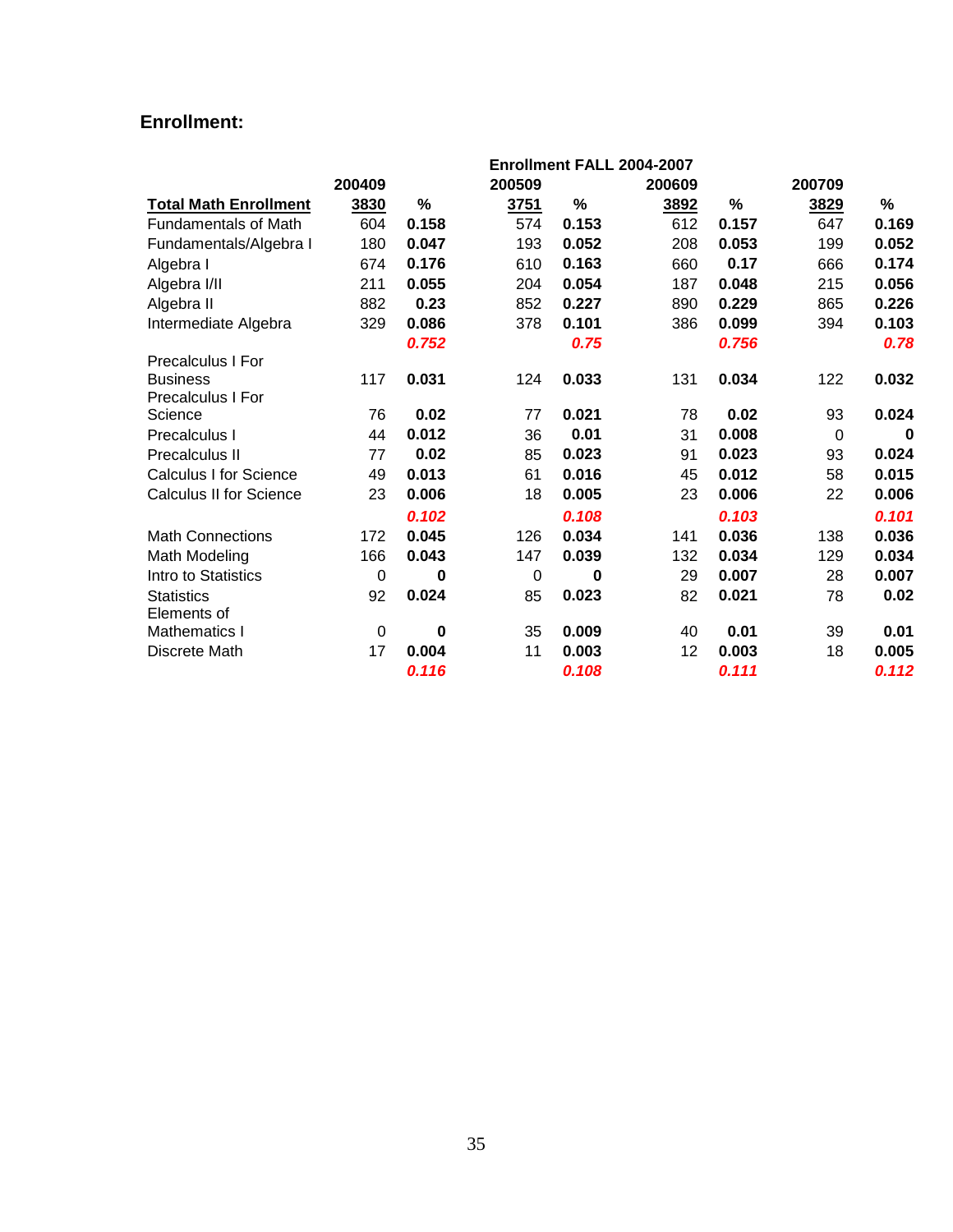## Enrollment:

| | Enrollment FALL 2004-2007 | | | | | | | |
|---|---|---|---|---|---|---|---|---|
| | 200409 | | 200509 | | 200609 | | 200709 | |
| **Total Math Enrollment** | **3830** | **%** | **3751** | **%** | **3892** | **%** | **3829** | **%** |
| Fundamentals of Math | 604 | **0.158** | 574 | **0.153** | 612 | **0.157** | 647 | **0.169** |
| Fundamentals/Algebra I | 180 | **0.047** | 193 | **0.052** | 208 | **0.053** | 199 | **0.052** |
| Algebra I | 674 | **0.176** | 610 | **0.163** | 660 | **0.17** | 666 | **0.174** |
| Algebra I/II | 211 | **0.055** | 204 | **0.054** | 187 | **0.048** | 215 | **0.056** |
| Algebra II | 882 | **0.23** | 852 | **0.227** | 890 | **0.229** | 865 | **0.226** |
| Intermediate Algebra | 329 | **0.086** | 378 | **0.101** | 386 | **0.099** | 394 | **0.103** |
| | | ***0.752*** | | ***0.75*** | | ***0.756*** | | ***0.78*** |
| Precalculus I For Business | 117 | **0.031** | 124 | **0.033** | 131 | **0.034** | 122 | **0.032** |
| Precalculus I For Science | 76 | **0.02** | 77 | **0.021** | 78 | **0.02** | 93 | **0.024** |
| Precalculus I | 44 | **0.012** | 36 | **0.01** | 31 | **0.008** | 0 | **0** |
| Precalculus II | 77 | **0.02** | 85 | **0.023** | 91 | **0.023** | 93 | **0.024** |
| Calculus I for Science | 49 | **0.013** | 61 | **0.016** | 45 | **0.012** | 58 | **0.015** |
| Calculus II for Science | 23 | **0.006** | 18 | **0.005** | 23 | **0.006** | 22 | **0.006** |
| | | ***0.102*** | | ***0.108*** | | ***0.103*** | | ***0.101*** |
| Math Connections | 172 | **0.045** | 126 | **0.034** | 141 | **0.036** | 138 | **0.036** |
| Math Modeling | 166 | **0.043** | 147 | **0.039** | 132 | **0.034** | 129 | **0.034** |
| Intro to Statistics | 0 | **0** | 0 | **0** | 29 | **0.007** | 28 | **0.007** |
| Statistics | 92 | **0.024** | 85 | **0.023** | 82 | **0.021** | 78 | **0.02** |
| Elements of Mathematics I | 0 | **0** | 35 | **0.009** | 40 | **0.01** | 39 | **0.01** |
| Discrete Math | 17 | **0.004** | 11 | **0.003** | 12 | **0.003** | 18 | **0.005** |
| | | ***0.116*** | | ***0.108*** | | ***0.111*** | | ***0.112*** |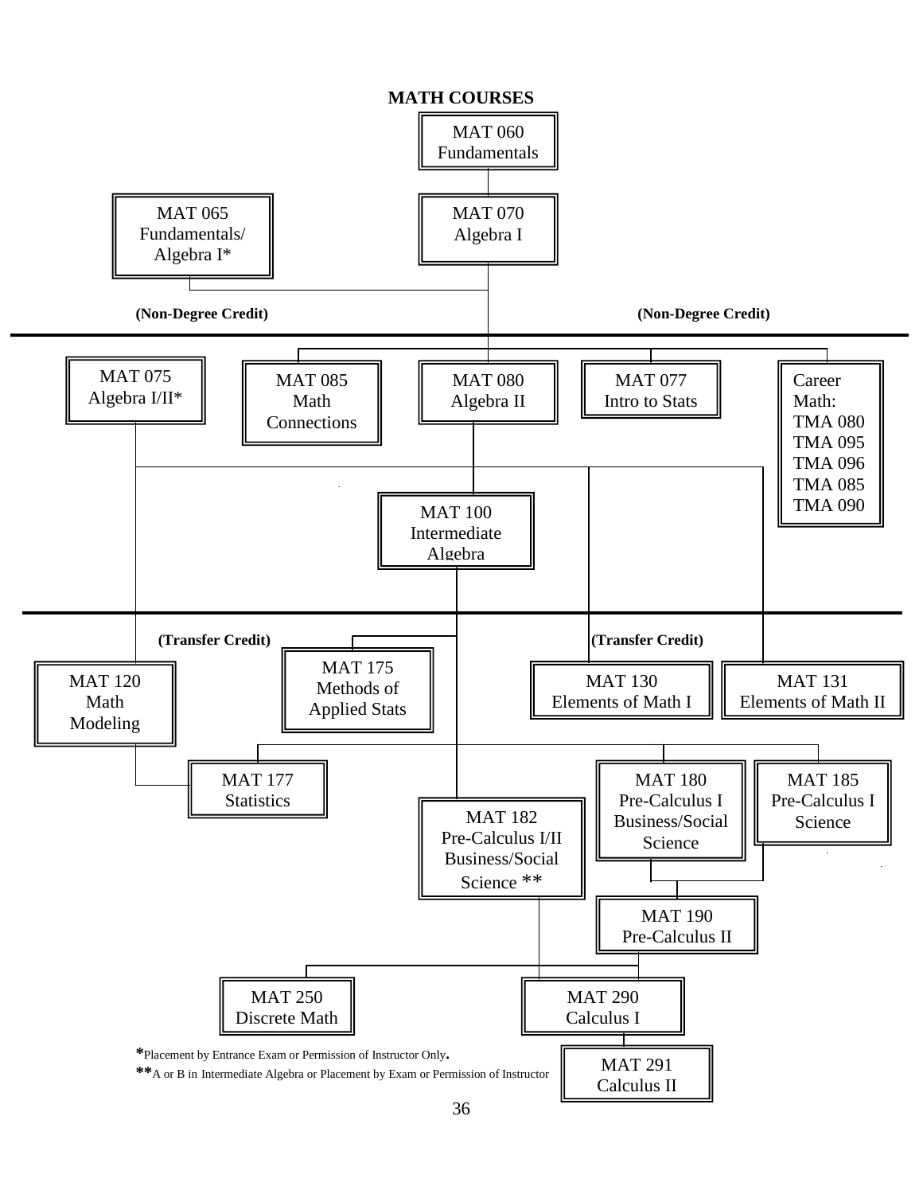**MATH COURSES**

MAT 060
Fundamentals

MAT 065
Fundamentals/
Algebra I*

MAT 070
Algebra I

**(Non-Degree Credit)** **(Non-Degree Credit)**

MAT 075
Algebra I/II*

MAT 085
Math
Connections

MAT 080
Algebra II

MAT 077
Intro to Stats

Career
Math:
TMA 080
TMA 095
TMA 096
TMA 085
TMA 090

MAT 100
Intermediate
Algebra

**(Transfer Credit)** **(Transfer Credit)**

MAT 120
Math
Modeling

MAT 175
Methods of
Applied Stats

MAT 130
Elements of Math I

MAT 131
Elements of Math II

MAT 177
Statistics

MAT 180
Pre-Calculus I
Business/Social
Science

MAT 185
Pre-Calculus I
Science

MAT 182
Pre-Calculus I/II
Business/Social
Science **

MAT 190
Pre-Calculus II

MAT 250
Discrete Math

MAT 290
Calculus I

MAT 291
Calculus II

*Placement by Entrance Exam or Permission of Instructor Only.

**A or B in Intermediate Algebra or Placement by Exam or Permission of Instructor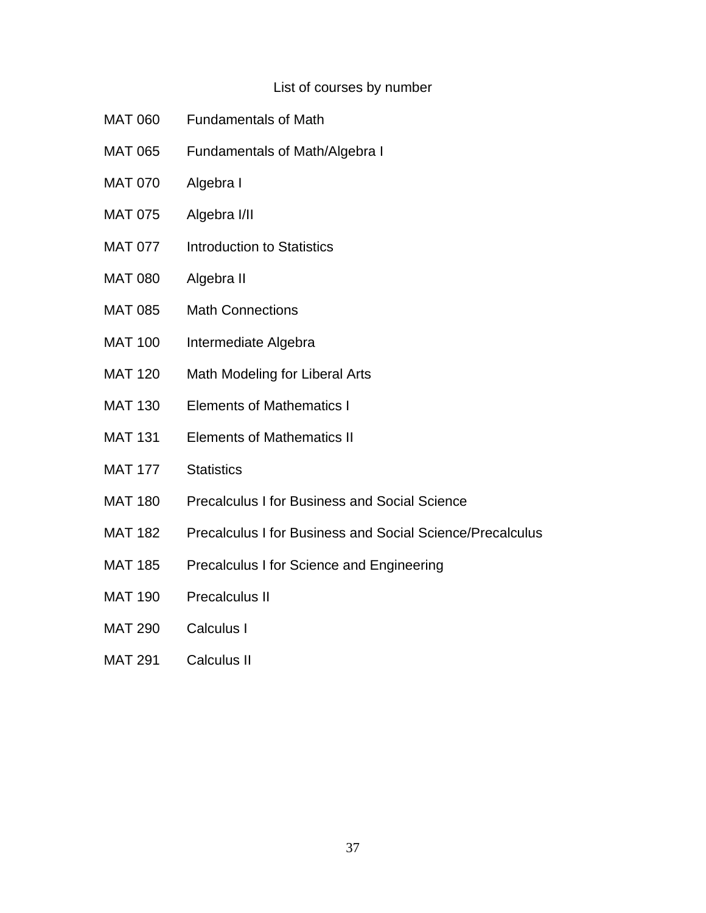List of courses by number

| | |
|---|---|
| MAT 060 | Fundamentals of Math |
| MAT 065 | Fundamentals of Math/Algebra I |
| MAT 070 | Algebra I |
| MAT 075 | Algebra I/II |
| MAT 077 | Introduction to Statistics |
| MAT 080 | Algebra II |
| MAT 085 | Math Connections |
| MAT 100 | Intermediate Algebra |
| MAT 120 | Math Modeling for Liberal Arts |
| MAT 130 | Elements of Mathematics I |
| MAT 131 | Elements of Mathematics II |
| MAT 177 | Statistics |
| MAT 180 | Precalculus I for Business and Social Science |
| MAT 182 | Precalculus I for Business and Social Science/Precalculus |
| MAT 185 | Precalculus I for Science and Engineering |
| MAT 190 | Precalculus II |
| MAT 290 | Calculus I |
| MAT 291 | Calculus II |